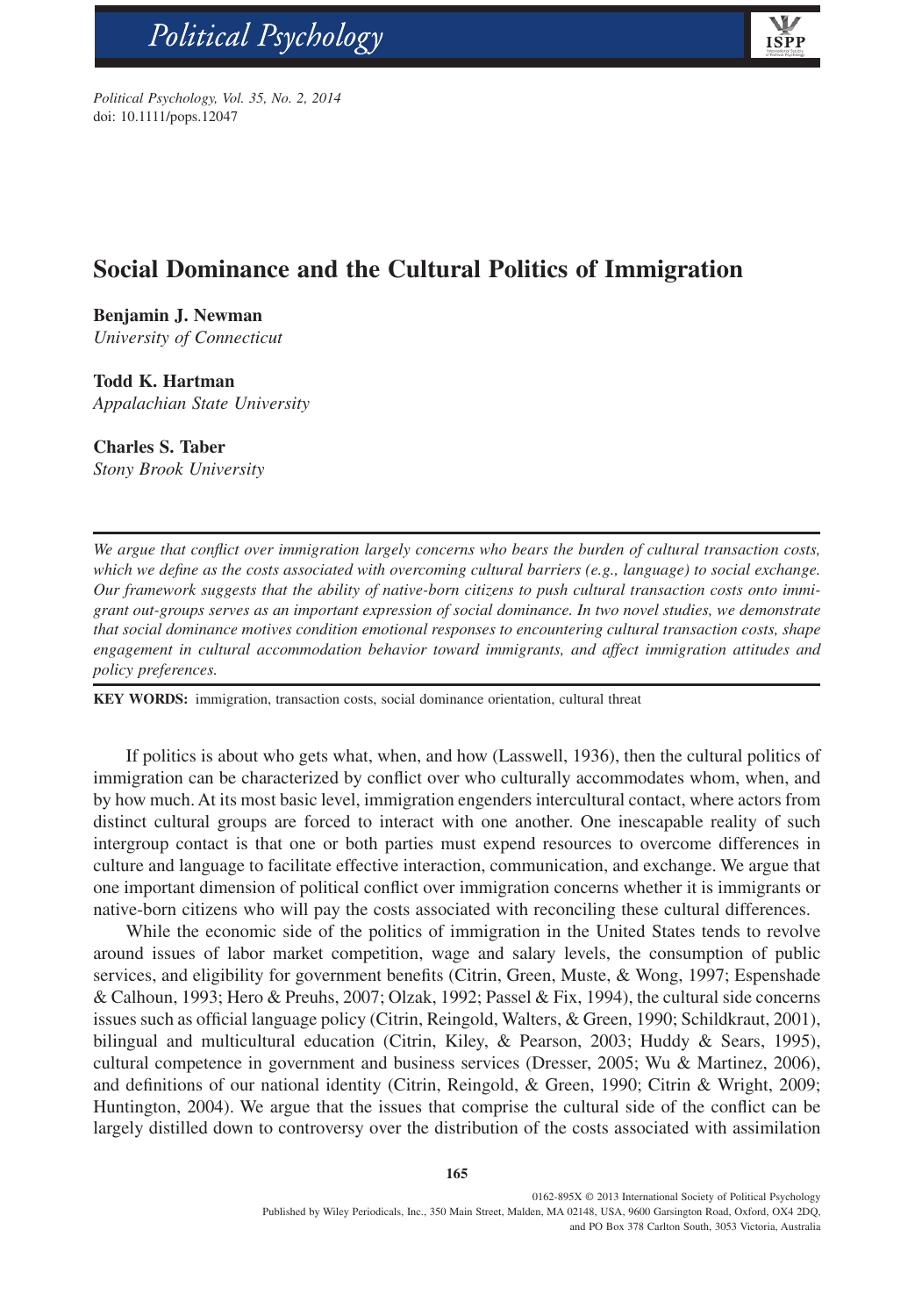# Social Dominance and the Cultural Politics of Immigration

**Benjamin J. Newman**
*University of Connecticut*

**Todd K. Hartman**
*Appalachian State University*

**Charles S. Taber**
*Stony Brook University*

---

***We argue that conflict over immigration largely concerns who bears the burden of cultural transaction costs, which we define as the costs associated with overcoming cultural barriers (e.g., language) to social exchange. Our framework suggests that the ability of native-born citizens to push cultural transaction costs onto immigrant out-groups serves as an important expression of social dominance. In two novel studies, we demonstrate that social dominance motives condition emotional responses to encountering cultural transaction costs, shape engagement in cultural accommodation behavior toward immigrants, and affect immigration attitudes and policy preferences.***

---

**KEY WORDS:** immigration, transaction costs, social dominance orientation, cultural threat

If politics is about who gets what, when, and how (Lasswell, 1936), then the cultural politics of immigration can be characterized by conflict over who culturally accommodates whom, when, and by how much. At its most basic level, immigration engenders intercultural contact, where actors from distinct cultural groups are forced to interact with one another. One inescapable reality of such intergroup contact is that one or both parties must expend resources to overcome differences in culture and language to facilitate effective interaction, communication, and exchange. We argue that one important dimension of political conflict over immigration concerns whether it is immigrants or native-born citizens who will pay the costs associated with reconciling these cultural differences.

While the economic side of the politics of immigration in the United States tends to revolve around issues of labor market competition, wage and salary levels, the consumption of public services, and eligibility for government benefits (Citrin, Green, Muste, & Wong, 1997; Espenshade & Calhoun, 1993; Hero & Preuhs, 2007; Olzak, 1992; Passel & Fix, 1994), the cultural side concerns issues such as official language policy (Citrin, Reingold, Walters, & Green, 1990; Schildkraut, 2001), bilingual and multicultural education (Citrin, Kiley, & Pearson, 2003; Huddy & Sears, 1995), cultural competence in government and business services (Dresser, 2005; Wu & Martinez, 2006), and definitions of our national identity (Citrin, Reingold, & Green, 1990; Citrin & Wright, 2009; Huntington, 2004). We argue that the issues that comprise the cultural side of the conflict can be largely distilled down to controversy over the distribution of the costs associated with assimilation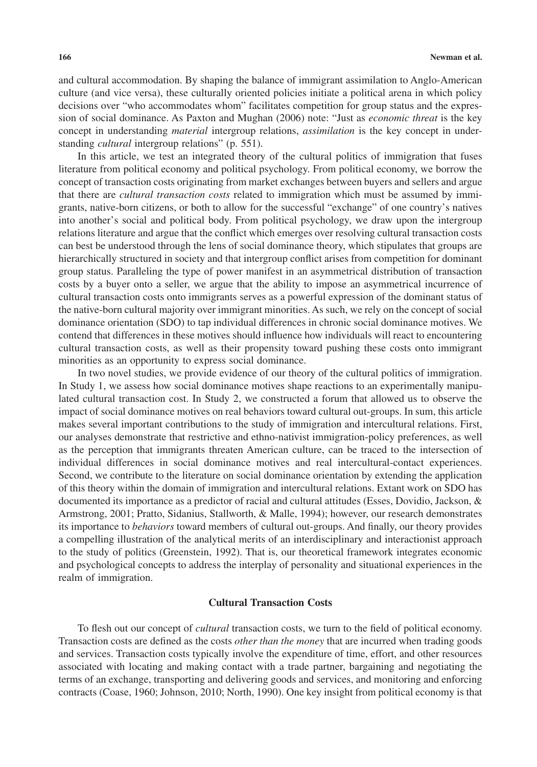and cultural accommodation. By shaping the balance of immigrant assimilation to Anglo-American culture (and vice versa), these culturally oriented policies initiate a political arena in which policy decisions over "who accommodates whom" facilitates competition for group status and the expression of social dominance. As Paxton and Mughan (2006) note: "Just as *economic threat* is the key concept in understanding *material* intergroup relations, *assimilation* is the key concept in understanding *cultural* intergroup relations" (p. 551).

In this article, we test an integrated theory of the cultural politics of immigration that fuses literature from political economy and political psychology. From political economy, we borrow the concept of transaction costs originating from market exchanges between buyers and sellers and argue that there are *cultural transaction costs* related to immigration which must be assumed by immigrants, native-born citizens, or both to allow for the successful "exchange" of one country's natives into another's social and political body. From political psychology, we draw upon the intergroup relations literature and argue that the conflict which emerges over resolving cultural transaction costs can best be understood through the lens of social dominance theory, which stipulates that groups are hierarchically structured in society and that intergroup conflict arises from competition for dominant group status. Paralleling the type of power manifest in an asymmetrical distribution of transaction costs by a buyer onto a seller, we argue that the ability to impose an asymmetrical incurrence of cultural transaction costs onto immigrants serves as a powerful expression of the dominant status of the native-born cultural majority over immigrant minorities. As such, we rely on the concept of social dominance orientation (SDO) to tap individual differences in chronic social dominance motives. We contend that differences in these motives should influence how individuals will react to encountering cultural transaction costs, as well as their propensity toward pushing these costs onto immigrant minorities as an opportunity to express social dominance.

In two novel studies, we provide evidence of our theory of the cultural politics of immigration. In Study 1, we assess how social dominance motives shape reactions to an experimentally manipulated cultural transaction cost. In Study 2, we constructed a forum that allowed us to observe the impact of social dominance motives on real behaviors toward cultural out-groups. In sum, this article makes several important contributions to the study of immigration and intercultural relations. First, our analyses demonstrate that restrictive and ethno-nativist immigration-policy preferences, as well as the perception that immigrants threaten American culture, can be traced to the intersection of individual differences in social dominance motives and real intercultural-contact experiences. Second, we contribute to the literature on social dominance orientation by extending the application of this theory within the domain of immigration and intercultural relations. Extant work on SDO has documented its importance as a predictor of racial and cultural attitudes (Esses, Dovidio, Jackson, & Armstrong, 2001; Pratto, Sidanius, Stallworth, & Malle, 1994); however, our research demonstrates its importance to *behaviors* toward members of cultural out-groups. And finally, our theory provides a compelling illustration of the analytical merits of an interdisciplinary and interactionist approach to the study of politics (Greenstein, 1992). That is, our theoretical framework integrates economic and psychological concepts to address the interplay of personality and situational experiences in the realm of immigration.

## Cultural Transaction Costs

To flesh out our concept of *cultural* transaction costs, we turn to the field of political economy. Transaction costs are defined as the costs *other than the money* that are incurred when trading goods and services. Transaction costs typically involve the expenditure of time, effort, and other resources associated with locating and making contact with a trade partner, bargaining and negotiating the terms of an exchange, transporting and delivering goods and services, and monitoring and enforcing contracts (Coase, 1960; Johnson, 2010; North, 1990). One key insight from political economy is that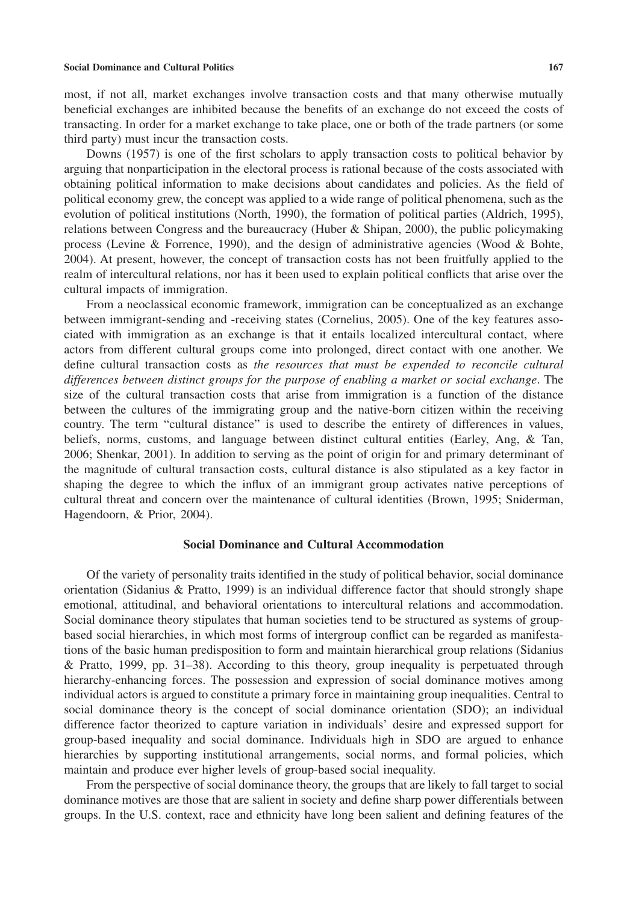most, if not all, market exchanges involve transaction costs and that many otherwise mutually beneficial exchanges are inhibited because the benefits of an exchange do not exceed the costs of transacting. In order for a market exchange to take place, one or both of the trade partners (or some third party) must incur the transaction costs.

Downs (1957) is one of the first scholars to apply transaction costs to political behavior by arguing that nonparticipation in the electoral process is rational because of the costs associated with obtaining political information to make decisions about candidates and policies. As the field of political economy grew, the concept was applied to a wide range of political phenomena, such as the evolution of political institutions (North, 1990), the formation of political parties (Aldrich, 1995), relations between Congress and the bureaucracy (Huber & Shipan, 2000), the public policymaking process (Levine & Forrence, 1990), and the design of administrative agencies (Wood & Bohte, 2004). At present, however, the concept of transaction costs has not been fruitfully applied to the realm of intercultural relations, nor has it been used to explain political conflicts that arise over the cultural impacts of immigration.

From a neoclassical economic framework, immigration can be conceptualized as an exchange between immigrant-sending and -receiving states (Cornelius, 2005). One of the key features associated with immigration as an exchange is that it entails localized intercultural contact, where actors from different cultural groups come into prolonged, direct contact with one another. We define cultural transaction costs as *the resources that must be expended to reconcile cultural differences between distinct groups for the purpose of enabling a market or social exchange*. The size of the cultural transaction costs that arise from immigration is a function of the distance between the cultures of the immigrating group and the native-born citizen within the receiving country. The term "cultural distance" is used to describe the entirety of differences in values, beliefs, norms, customs, and language between distinct cultural entities (Earley, Ang, & Tan, 2006; Shenkar, 2001). In addition to serving as the point of origin for and primary determinant of the magnitude of cultural transaction costs, cultural distance is also stipulated as a key factor in shaping the degree to which the influx of an immigrant group activates native perceptions of cultural threat and concern over the maintenance of cultural identities (Brown, 1995; Sniderman, Hagendoorn, & Prior, 2004).

## Social Dominance and Cultural Accommodation

Of the variety of personality traits identified in the study of political behavior, social dominance orientation (Sidanius & Pratto, 1999) is an individual difference factor that should strongly shape emotional, attitudinal, and behavioral orientations to intercultural relations and accommodation. Social dominance theory stipulates that human societies tend to be structured as systems of group-based social hierarchies, in which most forms of intergroup conflict can be regarded as manifestations of the basic human predisposition to form and maintain hierarchical group relations (Sidanius & Pratto, 1999, pp. 31–38). According to this theory, group inequality is perpetuated through hierarchy-enhancing forces. The possession and expression of social dominance motives among individual actors is argued to constitute a primary force in maintaining group inequalities. Central to social dominance theory is the concept of social dominance orientation (SDO); an individual difference factor theorized to capture variation in individuals' desire and expressed support for group-based inequality and social dominance. Individuals high in SDO are argued to enhance hierarchies by supporting institutional arrangements, social norms, and formal policies, which maintain and produce ever higher levels of group-based social inequality.

From the perspective of social dominance theory, the groups that are likely to fall target to social dominance motives are those that are salient in society and define sharp power differentials between groups. In the U.S. context, race and ethnicity have long been salient and defining features of the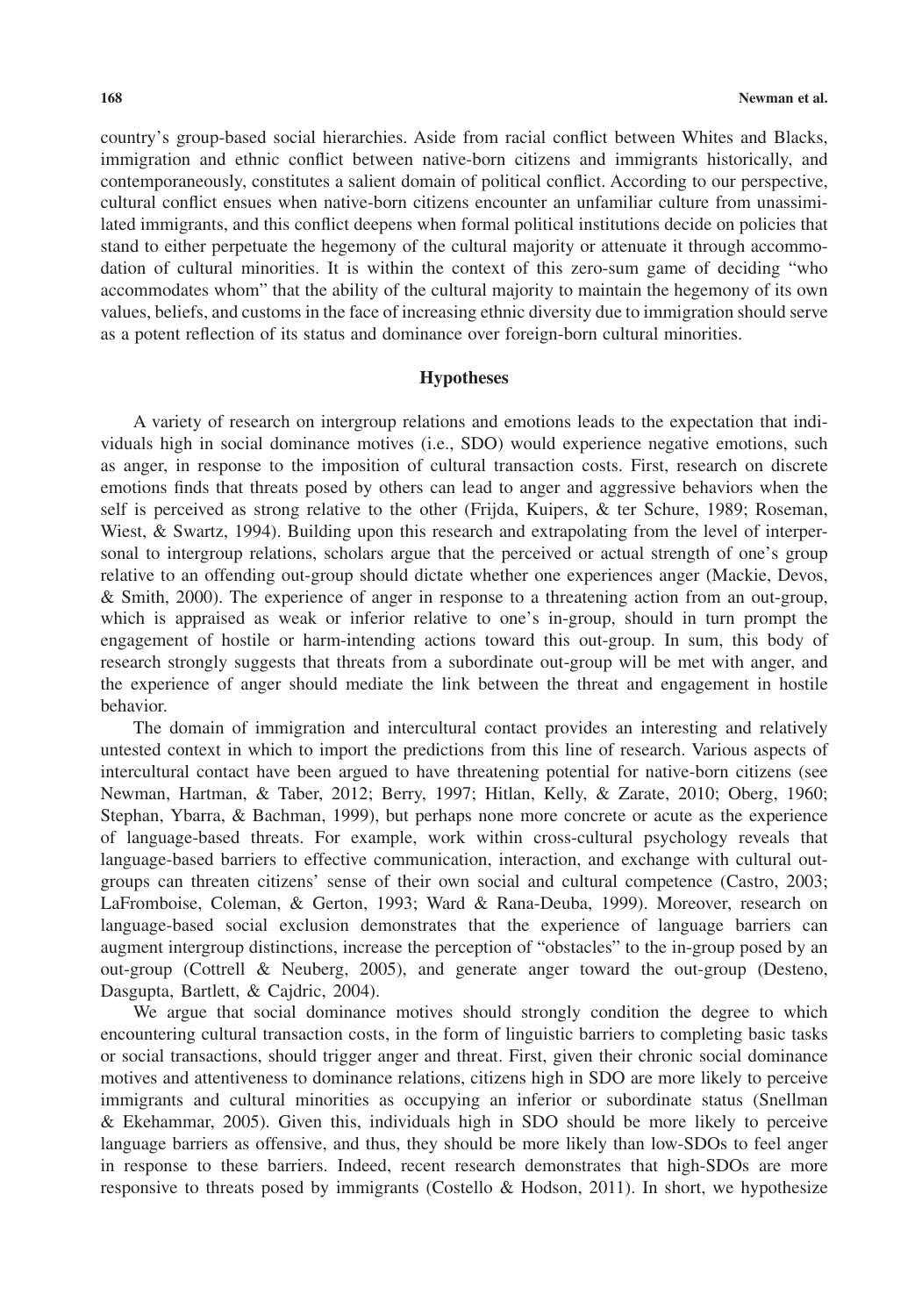country's group-based social hierarchies. Aside from racial conflict between Whites and Blacks, immigration and ethnic conflict between native-born citizens and immigrants historically, and contemporaneously, constitutes a salient domain of political conflict. According to our perspective, cultural conflict ensues when native-born citizens encounter an unfamiliar culture from unassimilated immigrants, and this conflict deepens when formal political institutions decide on policies that stand to either perpetuate the hegemony of the cultural majority or attenuate it through accommodation of cultural minorities. It is within the context of this zero-sum game of deciding "who accommodates whom" that the ability of the cultural majority to maintain the hegemony of its own values, beliefs, and customs in the face of increasing ethnic diversity due to immigration should serve as a potent reflection of its status and dominance over foreign-born cultural minorities.

## Hypotheses

A variety of research on intergroup relations and emotions leads to the expectation that individuals high in social dominance motives (i.e., SDO) would experience negative emotions, such as anger, in response to the imposition of cultural transaction costs. First, research on discrete emotions finds that threats posed by others can lead to anger and aggressive behaviors when the self is perceived as strong relative to the other (Frijda, Kuipers, & ter Schure, 1989; Roseman, Wiest, & Swartz, 1994). Building upon this research and extrapolating from the level of interpersonal to intergroup relations, scholars argue that the perceived or actual strength of one's group relative to an offending out-group should dictate whether one experiences anger (Mackie, Devos, & Smith, 2000). The experience of anger in response to a threatening action from an out-group, which is appraised as weak or inferior relative to one's in-group, should in turn prompt the engagement of hostile or harm-intending actions toward this out-group. In sum, this body of research strongly suggests that threats from a subordinate out-group will be met with anger, and the experience of anger should mediate the link between the threat and engagement in hostile behavior.

The domain of immigration and intercultural contact provides an interesting and relatively untested context in which to import the predictions from this line of research. Various aspects of intercultural contact have been argued to have threatening potential for native-born citizens (see Newman, Hartman, & Taber, 2012; Berry, 1997; Hitlan, Kelly, & Zarate, 2010; Oberg, 1960; Stephan, Ybarra, & Bachman, 1999), but perhaps none more concrete or acute as the experience of language-based threats. For example, work within cross-cultural psychology reveals that language-based barriers to effective communication, interaction, and exchange with cultural out-groups can threaten citizens' sense of their own social and cultural competence (Castro, 2003; LaFromboise, Coleman, & Gerton, 1993; Ward & Rana-Deuba, 1999). Moreover, research on language-based social exclusion demonstrates that the experience of language barriers can augment intergroup distinctions, increase the perception of "obstacles" to the in-group posed by an out-group (Cottrell & Neuberg, 2005), and generate anger toward the out-group (Desteno, Dasgupta, Bartlett, & Cajdric, 2004).

We argue that social dominance motives should strongly condition the degree to which encountering cultural transaction costs, in the form of linguistic barriers to completing basic tasks or social transactions, should trigger anger and threat. First, given their chronic social dominance motives and attentiveness to dominance relations, citizens high in SDO are more likely to perceive immigrants and cultural minorities as occupying an inferior or subordinate status (Snellman & Ekehammar, 2005). Given this, individuals high in SDO should be more likely to perceive language barriers as offensive, and thus, they should be more likely than low-SDOs to feel anger in response to these barriers. Indeed, recent research demonstrates that high-SDOs are more responsive to threats posed by immigrants (Costello & Hodson, 2011). In short, we hypothesize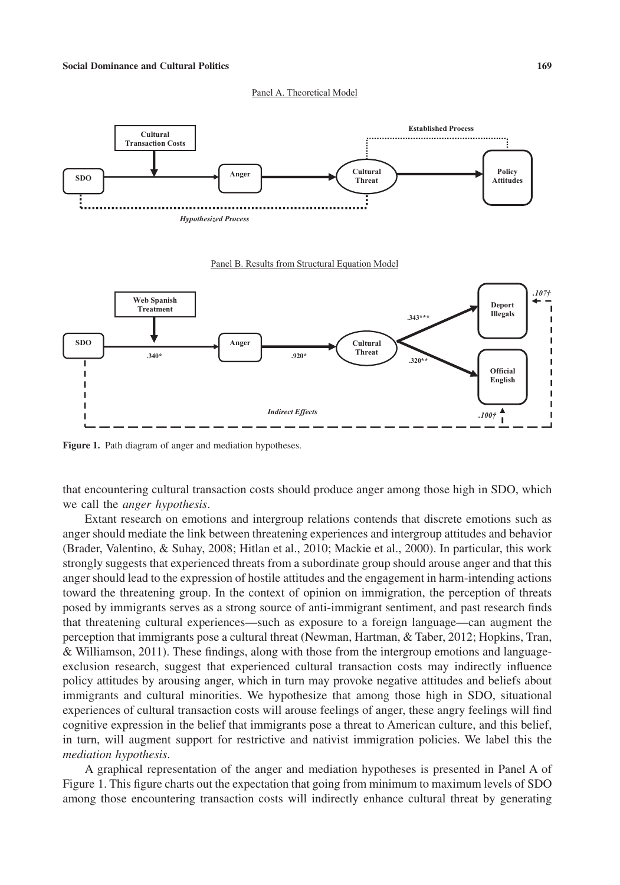Panel A. Theoretical Model

Panel B. Results from Structural Equation Model

**Figure 1.** Path diagram of anger and mediation hypotheses.

that encountering cultural transaction costs should produce anger among those high in SDO, which we call the *anger hypothesis*.

Extant research on emotions and intergroup relations contends that discrete emotions such as anger should mediate the link between threatening experiences and intergroup attitudes and behavior (Brader, Valentino, & Suhay, 2008; Hitlan et al., 2010; Mackie et al., 2000). In particular, this work strongly suggests that experienced threats from a subordinate group should arouse anger and that this anger should lead to the expression of hostile attitudes and the engagement in harm-intending actions toward the threatening group. In the context of opinion on immigration, the perception of threats posed by immigrants serves as a strong source of anti-immigrant sentiment, and past research finds that threatening cultural experiences—such as exposure to a foreign language—can augment the perception that immigrants pose a cultural threat (Newman, Hartman, & Taber, 2012; Hopkins, Tran, & Williamson, 2011). These findings, along with those from the intergroup emotions and language-exclusion research, suggest that experienced cultural transaction costs may indirectly influence policy attitudes by arousing anger, which in turn may provoke negative attitudes and beliefs about immigrants and cultural minorities. We hypothesize that among those high in SDO, situational experiences of cultural transaction costs will arouse feelings of anger, these angry feelings will find cognitive expression in the belief that immigrants pose a threat to American culture, and this belief, in turn, will augment support for restrictive and nativist immigration policies. We label this the *mediation hypothesis*.

A graphical representation of the anger and mediation hypotheses is presented in Panel A of Figure 1. This figure charts out the expectation that going from minimum to maximum levels of SDO among those encountering transaction costs will indirectly enhance cultural threat by generating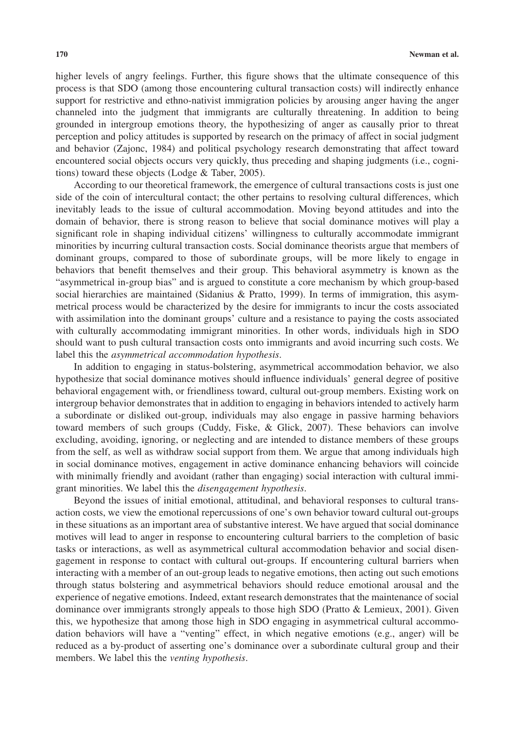higher levels of angry feelings. Further, this figure shows that the ultimate consequence of this process is that SDO (among those encountering cultural transaction costs) will indirectly enhance support for restrictive and ethno-nativist immigration policies by arousing anger having the anger channeled into the judgment that immigrants are culturally threatening. In addition to being grounded in intergroup emotions theory, the hypothesizing of anger as causally prior to threat perception and policy attitudes is supported by research on the primacy of affect in social judgment and behavior (Zajonc, 1984) and political psychology research demonstrating that affect toward encountered social objects occurs very quickly, thus preceding and shaping judgments (i.e., cognitions) toward these objects (Lodge & Taber, 2005).

According to our theoretical framework, the emergence of cultural transactions costs is just one side of the coin of intercultural contact; the other pertains to resolving cultural differences, which inevitably leads to the issue of cultural accommodation. Moving beyond attitudes and into the domain of behavior, there is strong reason to believe that social dominance motives will play a significant role in shaping individual citizens' willingness to culturally accommodate immigrant minorities by incurring cultural transaction costs. Social dominance theorists argue that members of dominant groups, compared to those of subordinate groups, will be more likely to engage in behaviors that benefit themselves and their group. This behavioral asymmetry is known as the "asymmetrical in-group bias" and is argued to constitute a core mechanism by which group-based social hierarchies are maintained (Sidanius & Pratto, 1999). In terms of immigration, this asymmetrical process would be characterized by the desire for immigrants to incur the costs associated with assimilation into the dominant groups' culture and a resistance to paying the costs associated with culturally accommodating immigrant minorities. In other words, individuals high in SDO should want to push cultural transaction costs onto immigrants and avoid incurring such costs. We label this the *asymmetrical accommodation hypothesis*.

In addition to engaging in status-bolstering, asymmetrical accommodation behavior, we also hypothesize that social dominance motives should influence individuals' general degree of positive behavioral engagement with, or friendliness toward, cultural out-group members. Existing work on intergroup behavior demonstrates that in addition to engaging in behaviors intended to actively harm a subordinate or disliked out-group, individuals may also engage in passive harming behaviors toward members of such groups (Cuddy, Fiske, & Glick, 2007). These behaviors can involve excluding, avoiding, ignoring, or neglecting and are intended to distance members of these groups from the self, as well as withdraw social support from them. We argue that among individuals high in social dominance motives, engagement in active dominance enhancing behaviors will coincide with minimally friendly and avoidant (rather than engaging) social interaction with cultural immigrant minorities. We label this the *disengagement hypothesis*.

Beyond the issues of initial emotional, attitudinal, and behavioral responses to cultural transaction costs, we view the emotional repercussions of one's own behavior toward cultural out-groups in these situations as an important area of substantive interest. We have argued that social dominance motives will lead to anger in response to encountering cultural barriers to the completion of basic tasks or interactions, as well as asymmetrical cultural accommodation behavior and social disengagement in response to contact with cultural out-groups. If encountering cultural barriers when interacting with a member of an out-group leads to negative emotions, then acting out such emotions through status bolstering and asymmetrical behaviors should reduce emotional arousal and the experience of negative emotions. Indeed, extant research demonstrates that the maintenance of social dominance over immigrants strongly appeals to those high SDO (Pratto & Lemieux, 2001). Given this, we hypothesize that among those high in SDO engaging in asymmetrical cultural accommodation behaviors will have a "venting" effect, in which negative emotions (e.g., anger) will be reduced as a by-product of asserting one's dominance over a subordinate cultural group and their members. We label this the *venting hypothesis*.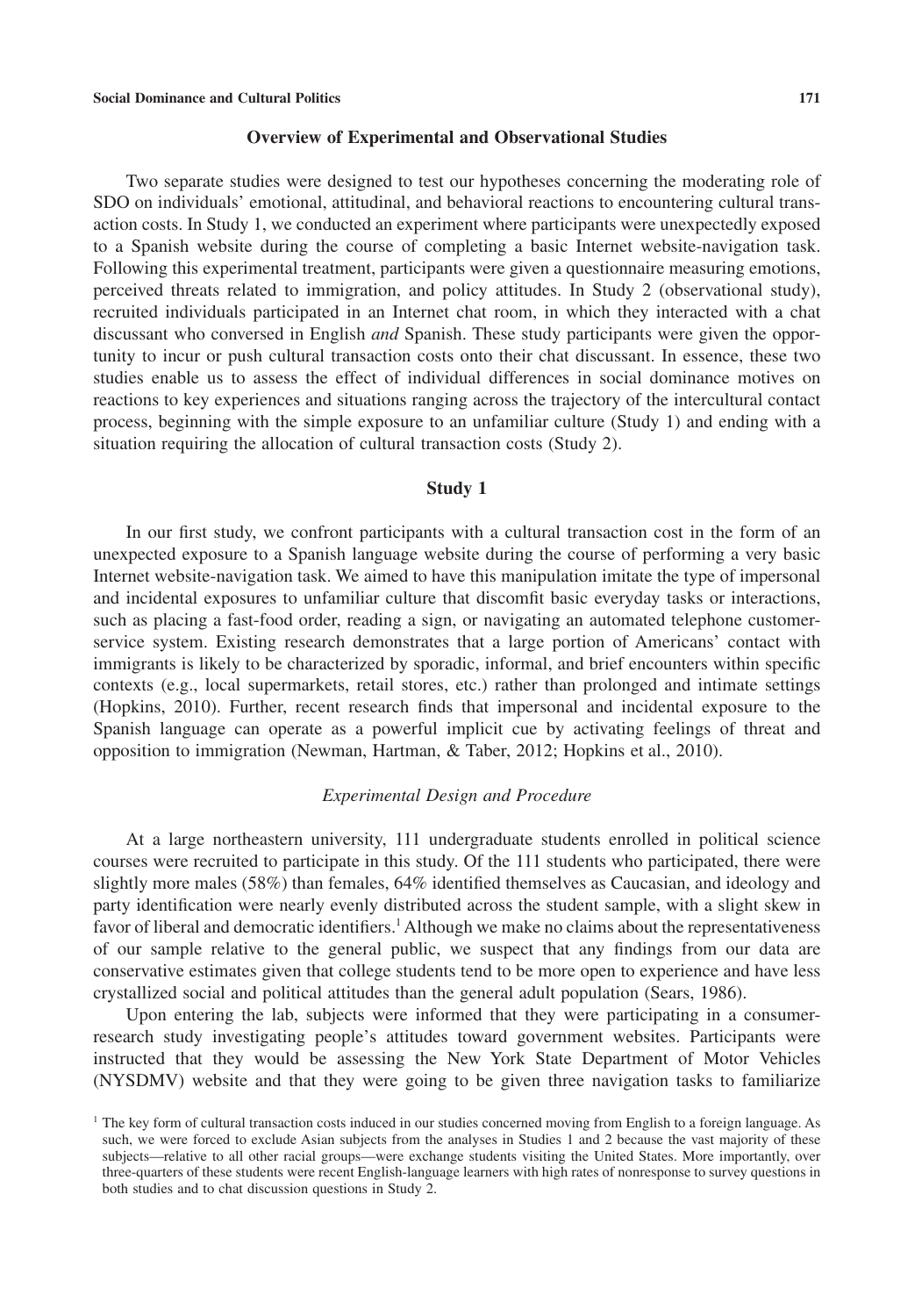## Overview of Experimental and Observational Studies

Two separate studies were designed to test our hypotheses concerning the moderating role of SDO on individuals' emotional, attitudinal, and behavioral reactions to encountering cultural transaction costs. In Study 1, we conducted an experiment where participants were unexpectedly exposed to a Spanish website during the course of completing a basic Internet website-navigation task. Following this experimental treatment, participants were given a questionnaire measuring emotions, perceived threats related to immigration, and policy attitudes. In Study 2 (observational study), recruited individuals participated in an Internet chat room, in which they interacted with a chat discussant who conversed in English *and* Spanish. These study participants were given the opportunity to incur or push cultural transaction costs onto their chat discussant. In essence, these two studies enable us to assess the effect of individual differences in social dominance motives on reactions to key experiences and situations ranging across the trajectory of the intercultural contact process, beginning with the simple exposure to an unfamiliar culture (Study 1) and ending with a situation requiring the allocation of cultural transaction costs (Study 2).

## Study 1

In our first study, we confront participants with a cultural transaction cost in the form of an unexpected exposure to a Spanish language website during the course of performing a very basic Internet website-navigation task. We aimed to have this manipulation imitate the type of impersonal and incidental exposures to unfamiliar culture that discomfit basic everyday tasks or interactions, such as placing a fast-food order, reading a sign, or navigating an automated telephone customer-service system. Existing research demonstrates that a large portion of Americans' contact with immigrants is likely to be characterized by sporadic, informal, and brief encounters within specific contexts (e.g., local supermarkets, retail stores, etc.) rather than prolonged and intimate settings (Hopkins, 2010). Further, recent research finds that impersonal and incidental exposure to the Spanish language can operate as a powerful implicit cue by activating feelings of threat and opposition to immigration (Newman, Hartman, & Taber, 2012; Hopkins et al., 2010).

### *Experimental Design and Procedure*

At a large northeastern university, 111 undergraduate students enrolled in political science courses were recruited to participate in this study. Of the 111 students who participated, there were slightly more males (58%) than females, 64% identified themselves as Caucasian, and ideology and party identification were nearly evenly distributed across the student sample, with a slight skew in favor of liberal and democratic identifiers.[1] Although we make no claims about the representativeness of our sample relative to the general public, we suspect that any findings from our data are conservative estimates given that college students tend to be more open to experience and have less crystallized social and political attitudes than the general adult population (Sears, 1986).

Upon entering the lab, subjects were informed that they were participating in a consumer-research study investigating people's attitudes toward government websites. Participants were instructed that they would be assessing the New York State Department of Motor Vehicles (NYSDMV) website and that they were going to be given three navigation tasks to familiarize

[1] The key form of cultural transaction costs induced in our studies concerned moving from English to a foreign language. As such, we were forced to exclude Asian subjects from the analyses in Studies 1 and 2 because the vast majority of these subjects—relative to all other racial groups—were exchange students visiting the United States. More importantly, over three-quarters of these students were recent English-language learners with high rates of nonresponse to survey questions in both studies and to chat discussion questions in Study 2.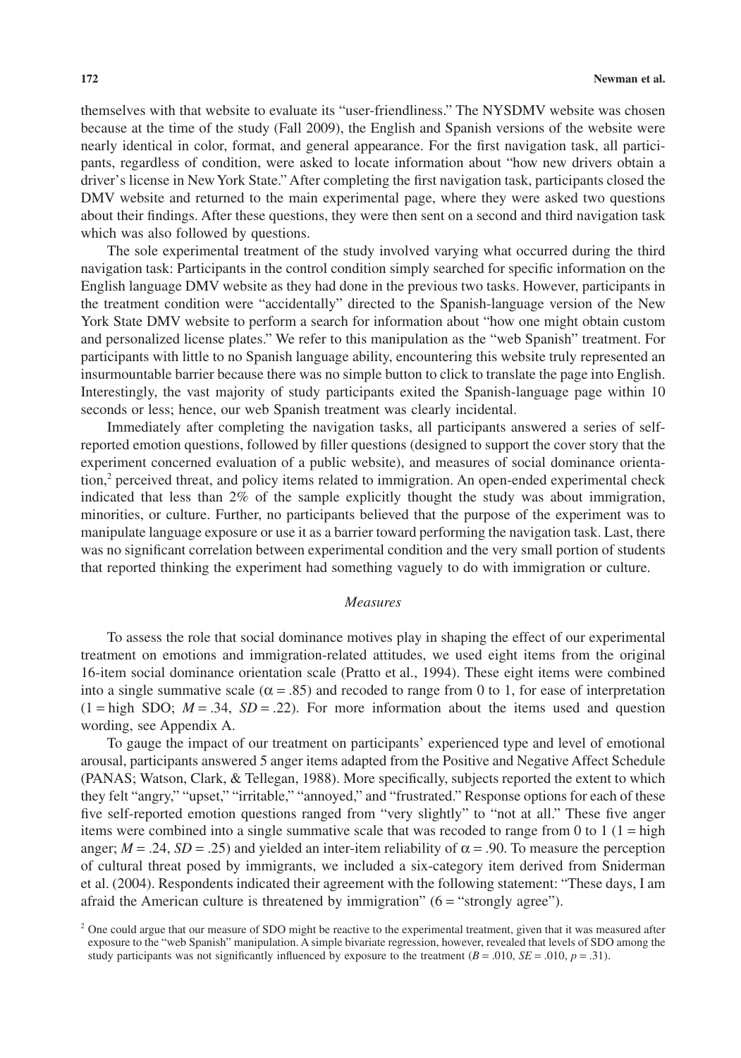themselves with that website to evaluate its "user-friendliness." The NYSDMV website was chosen because at the time of the study (Fall 2009), the English and Spanish versions of the website were nearly identical in color, format, and general appearance. For the first navigation task, all participants, regardless of condition, were asked to locate information about "how new drivers obtain a driver's license in New York State." After completing the first navigation task, participants closed the DMV website and returned to the main experimental page, where they were asked two questions about their findings. After these questions, they were then sent on a second and third navigation task which was also followed by questions.

The sole experimental treatment of the study involved varying what occurred during the third navigation task: Participants in the control condition simply searched for specific information on the English language DMV website as they had done in the previous two tasks. However, participants in the treatment condition were "accidentally" directed to the Spanish-language version of the New York State DMV website to perform a search for information about "how one might obtain custom and personalized license plates." We refer to this manipulation as the "web Spanish" treatment. For participants with little to no Spanish language ability, encountering this website truly represented an insurmountable barrier because there was no simple button to click to translate the page into English. Interestingly, the vast majority of study participants exited the Spanish-language page within 10 seconds or less; hence, our web Spanish treatment was clearly incidental.

Immediately after completing the navigation tasks, all participants answered a series of self-reported emotion questions, followed by filler questions (designed to support the cover story that the experiment concerned evaluation of a public website), and measures of social dominance orientation,[2] perceived threat, and policy items related to immigration. An open-ended experimental check indicated that less than 2% of the sample explicitly thought the study was about immigration, minorities, or culture. Further, no participants believed that the purpose of the experiment was to manipulate language exposure or use it as a barrier toward performing the navigation task. Last, there was no significant correlation between experimental condition and the very small portion of students that reported thinking the experiment had something vaguely to do with immigration or culture.

### *Measures*

To assess the role that social dominance motives play in shaping the effect of our experimental treatment on emotions and immigration-related attitudes, we used eight items from the original 16-item social dominance orientation scale (Pratto et al., 1994). These eight items were combined into a single summative scale ($\alpha = .85$) and recoded to range from 0 to 1, for ease of interpretation (1 = high SDO; $M = .34$, $SD = .22$). For more information about the items used and question wording, see Appendix A.

To gauge the impact of our treatment on participants' experienced type and level of emotional arousal, participants answered 5 anger items adapted from the Positive and Negative Affect Schedule (PANAS; Watson, Clark, & Tellegan, 1988). More specifically, subjects reported the extent to which they felt "angry," "upset," "irritable," "annoyed," and "frustrated." Response options for each of these five self-reported emotion questions ranged from "very slightly" to "not at all." These five anger items were combined into a single summative scale that was recoded to range from 0 to 1 (1 = high anger; $M = .24$, $SD = .25$) and yielded an inter-item reliability of $\alpha = .90$. To measure the perception of cultural threat posed by immigrants, we included a six-category item derived from Sniderman et al. (2004). Respondents indicated their agreement with the following statement: "These days, I am afraid the American culture is threatened by immigration" (6 = "strongly agree").

[2] One could argue that our measure of SDO might be reactive to the experimental treatment, given that it was measured after exposure to the "web Spanish" manipulation. A simple bivariate regression, however, revealed that levels of SDO among the study participants was not significantly influenced by exposure to the treatment ($B = .010$, $SE = .010$, $p = .31$).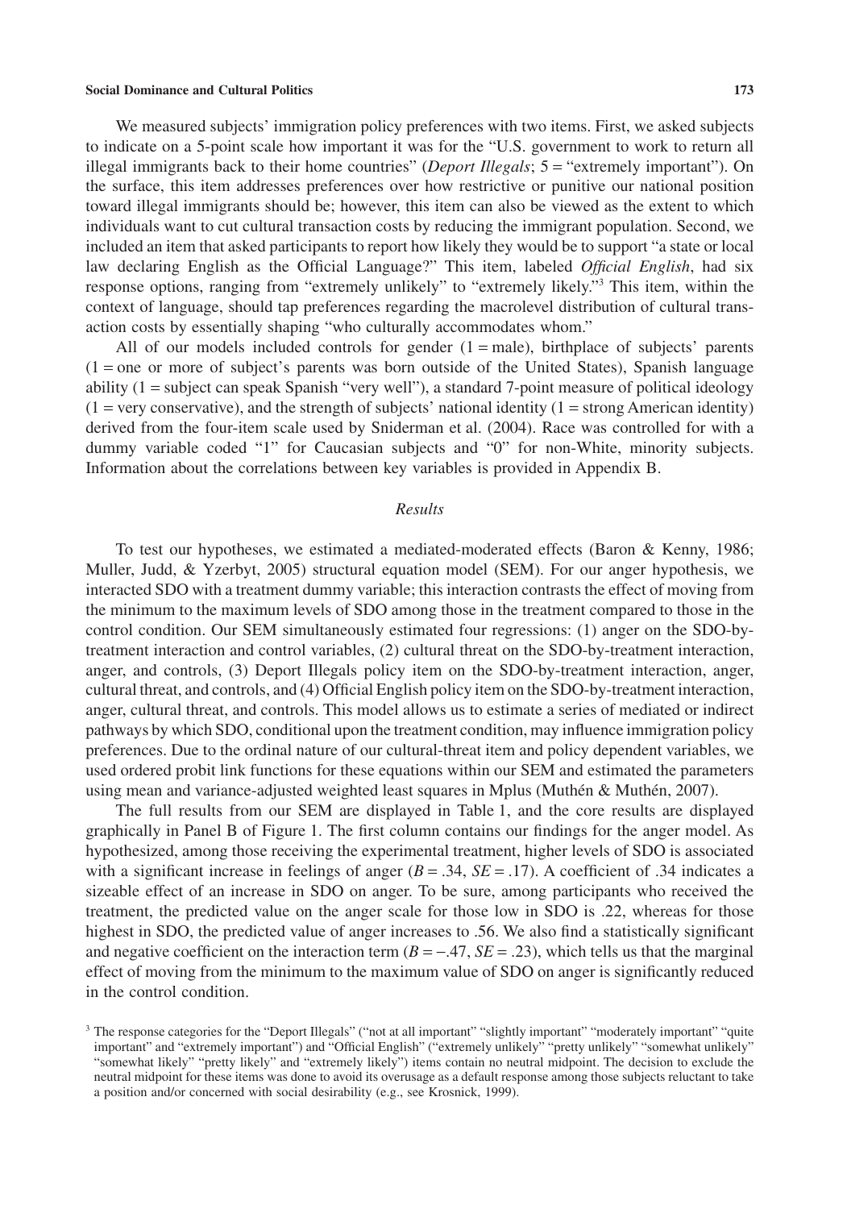We measured subjects' immigration policy preferences with two items. First, we asked subjects to indicate on a 5-point scale how important it was for the "U.S. government to work to return all illegal immigrants back to their home countries" (*Deport Illegals*; 5 = "extremely important"). On the surface, this item addresses preferences over how restrictive or punitive our national position toward illegal immigrants should be; however, this item can also be viewed as the extent to which individuals want to cut cultural transaction costs by reducing the immigrant population. Second, we included an item that asked participants to report how likely they would be to support "a state or local law declaring English as the Official Language?" This item, labeled *Official English*, had six response options, ranging from "extremely unlikely" to "extremely likely."[3] This item, within the context of language, should tap preferences regarding the macrolevel distribution of cultural transaction costs by essentially shaping "who culturally accommodates whom."

All of our models included controls for gender (1 = male), birthplace of subjects' parents (1 = one or more of subject's parents was born outside of the United States), Spanish language ability (1 = subject can speak Spanish "very well"), a standard 7-point measure of political ideology (1 = very conservative), and the strength of subjects' national identity (1 = strong American identity) derived from the four-item scale used by Sniderman et al. (2004). Race was controlled for with a dummy variable coded "1" for Caucasian subjects and "0" for non-White, minority subjects. Information about the correlations between key variables is provided in Appendix B.

## *Results*

To test our hypotheses, we estimated a mediated-moderated effects (Baron & Kenny, 1986; Muller, Judd, & Yzerbyt, 2005) structural equation model (SEM). For our anger hypothesis, we interacted SDO with a treatment dummy variable; this interaction contrasts the effect of moving from the minimum to the maximum levels of SDO among those in the treatment compared to those in the control condition. Our SEM simultaneously estimated four regressions: (1) anger on the SDO-by-treatment interaction and control variables, (2) cultural threat on the SDO-by-treatment interaction, anger, and controls, (3) Deport Illegals policy item on the SDO-by-treatment interaction, anger, cultural threat, and controls, and (4) Official English policy item on the SDO-by-treatment interaction, anger, cultural threat, and controls. This model allows us to estimate a series of mediated or indirect pathways by which SDO, conditional upon the treatment condition, may influence immigration policy preferences. Due to the ordinal nature of our cultural-threat item and policy dependent variables, we used ordered probit link functions for these equations within our SEM and estimated the parameters using mean and variance-adjusted weighted least squares in Mplus (Muthén & Muthén, 2007).

The full results from our SEM are displayed in Table 1, and the core results are displayed graphically in Panel B of Figure 1. The first column contains our findings for the anger model. As hypothesized, among those receiving the experimental treatment, higher levels of SDO is associated with a significant increase in feelings of anger ($B = .34$, $SE = .17$). A coefficient of .34 indicates a sizeable effect of an increase in SDO on anger. To be sure, among participants who received the treatment, the predicted value on the anger scale for those low in SDO is .22, whereas for those highest in SDO, the predicted value of anger increases to .56. We also find a statistically significant and negative coefficient on the interaction term ($B = -.47$, $SE = .23$), which tells us that the marginal effect of moving from the minimum to the maximum value of SDO on anger is significantly reduced in the control condition.

[3] The response categories for the "Deport Illegals" ("not at all important" "slightly important" "moderately important" "quite important" and "extremely important") and "Official English" ("extremely unlikely" "pretty unlikely" "somewhat unlikely" "somewhat likely" "pretty likely" and "extremely likely") items contain no neutral midpoint. The decision to exclude the neutral midpoint for these items was done to avoid its overusage as a default response among those subjects reluctant to take a position and/or concerned with social desirability (e.g., see Krosnick, 1999).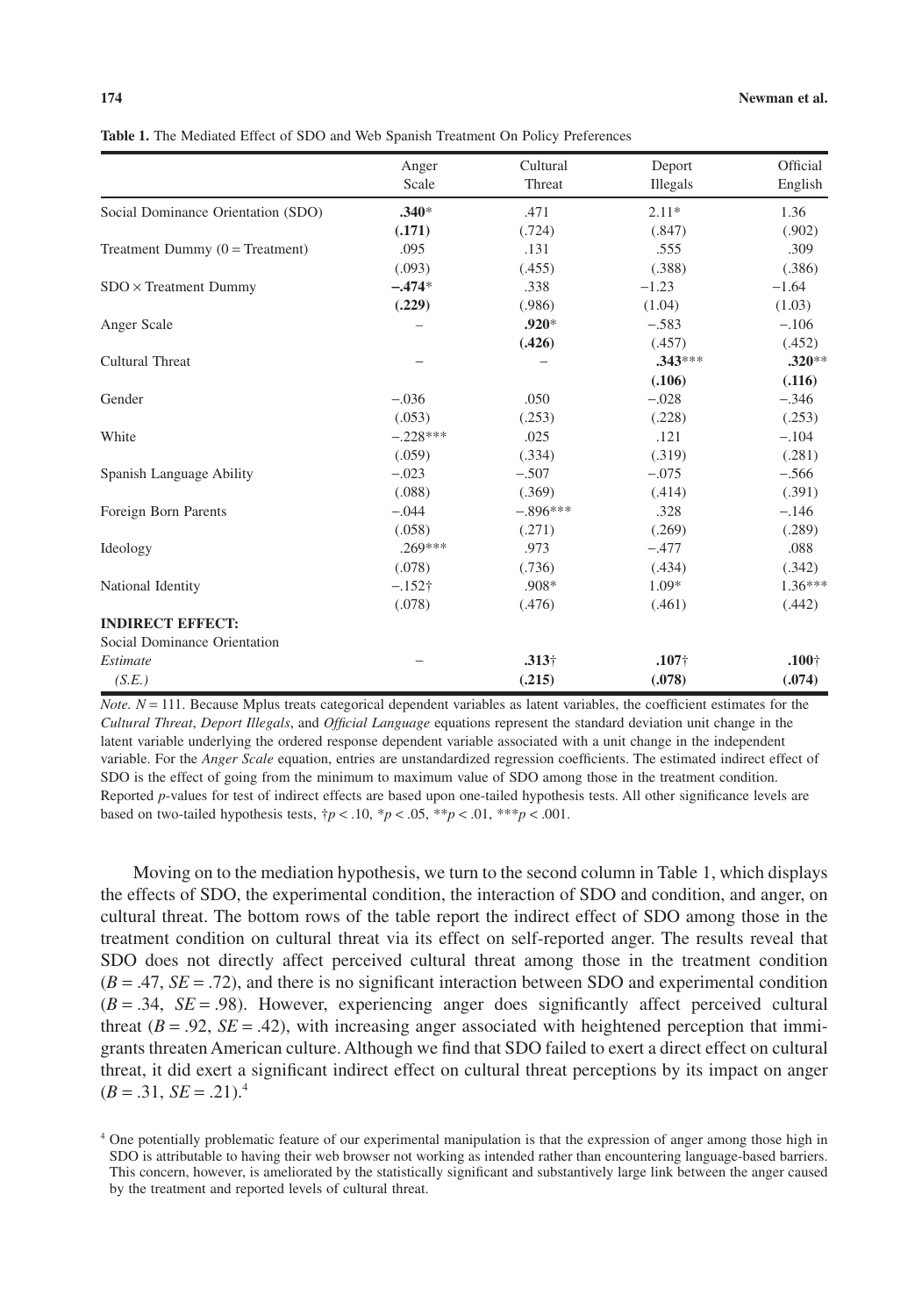**Table 1.** The Mediated Effect of SDO and Web Spanish Treatment On Policy Preferences

| | Anger Scale | Cultural Threat | Deport Illegals | Official English |
|---|---|---|---|---|
| Social Dominance Orientation (SDO) | **.340*** | .471 | 2.11* | 1.36 |
| | **(.171)** | (.724) | (.847) | (.902) |
| Treatment Dummy (0 = Treatment) | .095 | .131 | .555 | .309 |
| | (.093) | (.455) | (.388) | (.386) |
| SDO × Treatment Dummy | **−.474*** | .338 | −1.23 | −1.64 |
| | **(.229)** | (.986) | (1.04) | (1.03) |
| Anger Scale | – | **.920*** | −.583 | −.106 |
| | | **(.426)** | (.457) | (.452) |
| Cultural Threat | – | – | **.343***** | **.320**** |
| | | | **(.106)** | **(.116)** |
| Gender | −.036 | .050 | −.028 | −.346 |
| | (.053) | (.253) | (.228) | (.253) |
| White | −.228*** | .025 | .121 | −.104 |
| | (.059) | (.334) | (.319) | (.281) |
| Spanish Language Ability | −.023 | −.507 | −.075 | −.566 |
| | (.088) | (.369) | (.414) | (.391) |
| Foreign Born Parents | −.044 | −.896*** | .328 | −.146 |
| | (.058) | (.271) | (.269) | (.289) |
| Ideology | .269*** | .973 | −.477 | .088 |
| | (.078) | (.736) | (.434) | (.342) |
| National Identity | −.152† | .908* | 1.09* | 1.36*** |
| | (.078) | (.476) | (.461) | (.442) |
| **INDIRECT EFFECT:** | | | | |
| Social Dominance Orientation | | | | |
| *Estimate* | – | **.313†** | **.107†** | **.100†** |
| *(S.E.)* | | **(.215)** | **(.078)** | **(.074)** |

*Note.* $N = 111$. Because Mplus treats categorical dependent variables as latent variables, the coefficient estimates for the *Cultural Threat*, *Deport Illegals*, and *Official Language* equations represent the standard deviation unit change in the latent variable underlying the ordered response dependent variable associated with a unit change in the independent variable. For the *Anger Scale* equation, entries are unstandardized regression coefficients. The estimated indirect effect of SDO is the effect of going from the minimum to maximum value of SDO among those in the treatment condition. Reported *p*-values for test of indirect effects are based upon one-tailed hypothesis tests. All other significance levels are based on two-tailed hypothesis tests, †$p < .10$, *$p < .05$, **$p < .01$, ***$p < .001$.

Moving on to the mediation hypothesis, we turn to the second column in Table 1, which displays the effects of SDO, the experimental condition, the interaction of SDO and condition, and anger, on cultural threat. The bottom rows of the table report the indirect effect of SDO among those in the treatment condition on cultural threat via its effect on self-reported anger. The results reveal that SDO does not directly affect perceived cultural threat among those in the treatment condition ($B = .47$, $SE = .72$), and there is no significant interaction between SDO and experimental condition ($B = .34$, $SE = .98$). However, experiencing anger does significantly affect perceived cultural threat ($B = .92$, $SE = .42$), with increasing anger associated with heightened perception that immigrants threaten American culture. Although we find that SDO failed to exert a direct effect on cultural threat, it did exert a significant indirect effect on cultural threat perceptions by its impact on anger ($B = .31$, $SE = .21$).[4]

[4] One potentially problematic feature of our experimental manipulation is that the expression of anger among those high in SDO is attributable to having their web browser not working as intended rather than encountering language-based barriers. This concern, however, is ameliorated by the statistically significant and substantively large link between the anger caused by the treatment and reported levels of cultural threat.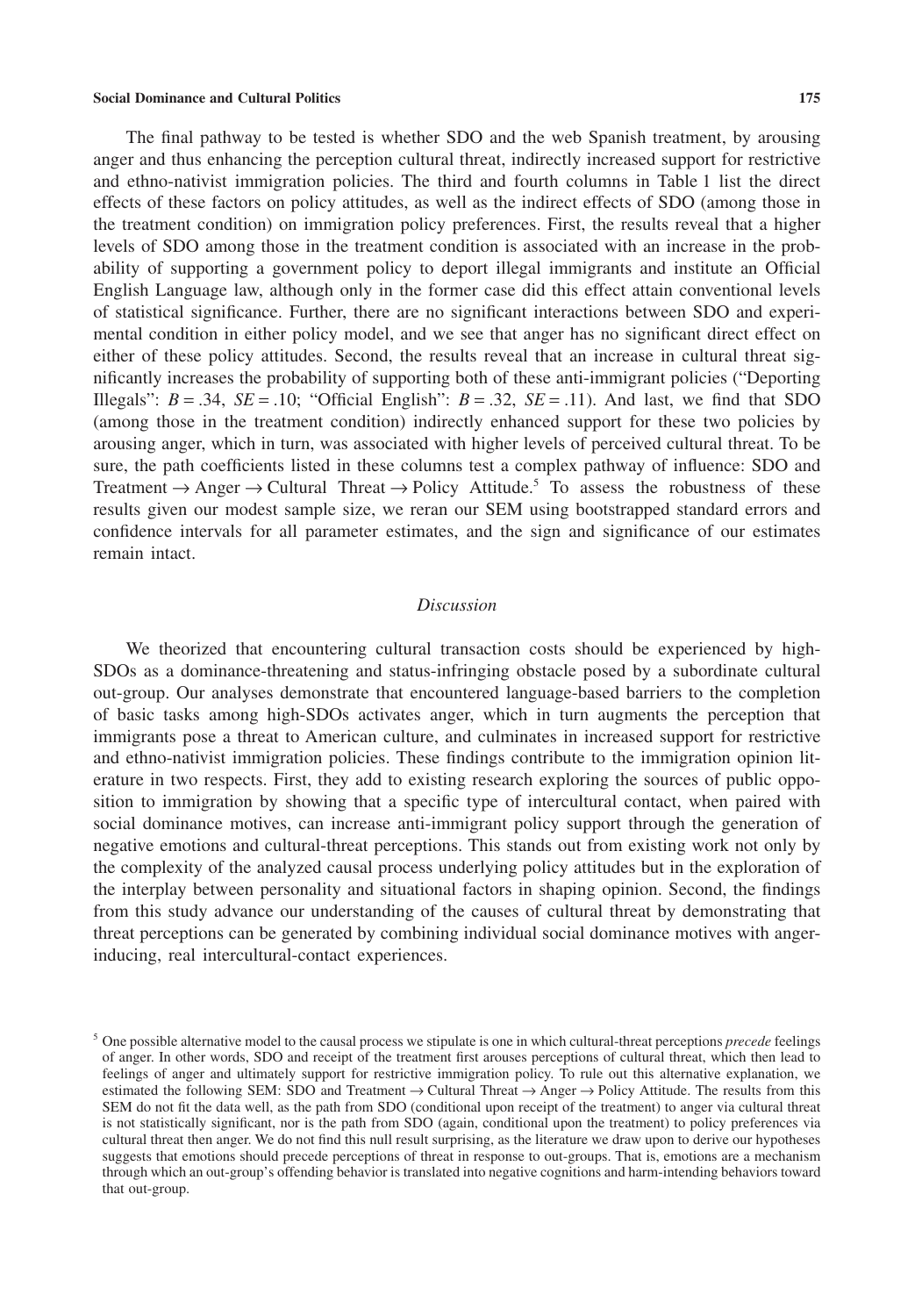The final pathway to be tested is whether SDO and the web Spanish treatment, by arousing anger and thus enhancing the perception cultural threat, indirectly increased support for restrictive and ethno-nativist immigration policies. The third and fourth columns in Table 1 list the direct effects of these factors on policy attitudes, as well as the indirect effects of SDO (among those in the treatment condition) on immigration policy preferences. First, the results reveal that a higher levels of SDO among those in the treatment condition is associated with an increase in the probability of supporting a government policy to deport illegal immigrants and institute an Official English Language law, although only in the former case did this effect attain conventional levels of statistical significance. Further, there are no significant interactions between SDO and experimental condition in either policy model, and we see that anger has no significant direct effect on either of these policy attitudes. Second, the results reveal that an increase in cultural threat significantly increases the probability of supporting both of these anti-immigrant policies ("Deporting Illegals": $B = .34$, $SE = .10$; "Official English": $B = .32$, $SE = .11$). And last, we find that SDO (among those in the treatment condition) indirectly enhanced support for these two policies by arousing anger, which in turn, was associated with higher levels of perceived cultural threat. To be sure, the path coefficients listed in these columns test a complex pathway of influence: SDO and Treatment → Anger → Cultural Threat → Policy Attitude.[5] To assess the robustness of these results given our modest sample size, we reran our SEM using bootstrapped standard errors and confidence intervals for all parameter estimates, and the sign and significance of our estimates remain intact.

## *Discussion*

We theorized that encountering cultural transaction costs should be experienced by high-SDOs as a dominance-threatening and status-infringing obstacle posed by a subordinate cultural out-group. Our analyses demonstrate that encountered language-based barriers to the completion of basic tasks among high-SDOs activates anger, which in turn augments the perception that immigrants pose a threat to American culture, and culminates in increased support for restrictive and ethno-nativist immigration policies. These findings contribute to the immigration opinion literature in two respects. First, they add to existing research exploring the sources of public opposition to immigration by showing that a specific type of intercultural contact, when paired with social dominance motives, can increase anti-immigrant policy support through the generation of negative emotions and cultural-threat perceptions. This stands out from existing work not only by the complexity of the analyzed causal process underlying policy attitudes but in the exploration of the interplay between personality and situational factors in shaping opinion. Second, the findings from this study advance our understanding of the causes of cultural threat by demonstrating that threat perceptions can be generated by combining individual social dominance motives with anger-inducing, real intercultural-contact experiences.

[5] One possible alternative model to the causal process we stipulate is one in which cultural-threat perceptions *precede* feelings of anger. In other words, SDO and receipt of the treatment first arouses perceptions of cultural threat, which then lead to feelings of anger and ultimately support for restrictive immigration policy. To rule out this alternative explanation, we estimated the following SEM: SDO and Treatment → Cultural Threat → Anger → Policy Attitude. The results from this SEM do not fit the data well, as the path from SDO (conditional upon receipt of the treatment) to anger via cultural threat is not statistically significant, nor is the path from SDO (again, conditional upon the treatment) to policy preferences via cultural threat then anger. We do not find this null result surprising, as the literature we draw upon to derive our hypotheses suggests that emotions should precede perceptions of threat in response to out-groups. That is, emotions are a mechanism through which an out-group's offending behavior is translated into negative cognitions and harm-intending behaviors toward that out-group.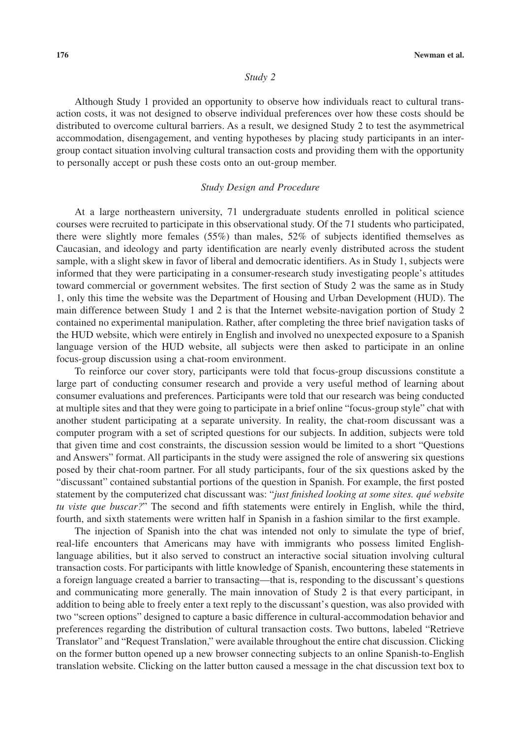## Study 2

Although Study 1 provided an opportunity to observe how individuals react to cultural transaction costs, it was not designed to observe individual preferences over how these costs should be distributed to overcome cultural barriers. As a result, we designed Study 2 to test the asymmetrical accommodation, disengagement, and venting hypotheses by placing study participants in an intergroup contact situation involving cultural transaction costs and providing them with the opportunity to personally accept or push these costs onto an out-group member.

### Study Design and Procedure

At a large northeastern university, 71 undergraduate students enrolled in political science courses were recruited to participate in this observational study. Of the 71 students who participated, there were slightly more females (55%) than males, 52% of subjects identified themselves as Caucasian, and ideology and party identification are nearly evenly distributed across the student sample, with a slight skew in favor of liberal and democratic identifiers. As in Study 1, subjects were informed that they were participating in a consumer-research study investigating people's attitudes toward commercial or government websites. The first section of Study 2 was the same as in Study 1, only this time the website was the Department of Housing and Urban Development (HUD). The main difference between Study 1 and 2 is that the Internet website-navigation portion of Study 2 contained no experimental manipulation. Rather, after completing the three brief navigation tasks of the HUD website, which were entirely in English and involved no unexpected exposure to a Spanish language version of the HUD website, all subjects were then asked to participate in an online focus-group discussion using a chat-room environment.

To reinforce our cover story, participants were told that focus-group discussions constitute a large part of conducting consumer research and provide a very useful method of learning about consumer evaluations and preferences. Participants were told that our research was being conducted at multiple sites and that they were going to participate in a brief online "focus-group style" chat with another student participating at a separate university. In reality, the chat-room discussant was a computer program with a set of scripted questions for our subjects. In addition, subjects were told that given time and cost constraints, the discussion session would be limited to a short "Questions and Answers" format. All participants in the study were assigned the role of answering six questions posed by their chat-room partner. For all study participants, four of the six questions asked by the "discussant" contained substantial portions of the question in Spanish. For example, the first posted statement by the computerized chat discussant was: "*just finished looking at some sites. qué website tu viste que buscar?*" The second and fifth statements were entirely in English, while the third, fourth, and sixth statements were written half in Spanish in a fashion similar to the first example.

The injection of Spanish into the chat was intended not only to simulate the type of brief, real-life encounters that Americans may have with immigrants who possess limited English-language abilities, but it also served to construct an interactive social situation involving cultural transaction costs. For participants with little knowledge of Spanish, encountering these statements in a foreign language created a barrier to transacting—that is, responding to the discussant's questions and communicating more generally. The main innovation of Study 2 is that every participant, in addition to being able to freely enter a text reply to the discussant's question, was also provided with two "screen options" designed to capture a basic difference in cultural-accommodation behavior and preferences regarding the distribution of cultural transaction costs. Two buttons, labeled "Retrieve Translator" and "Request Translation," were available throughout the entire chat discussion. Clicking on the former button opened up a new browser connecting subjects to an online Spanish-to-English translation website. Clicking on the latter button caused a message in the chat discussion text box to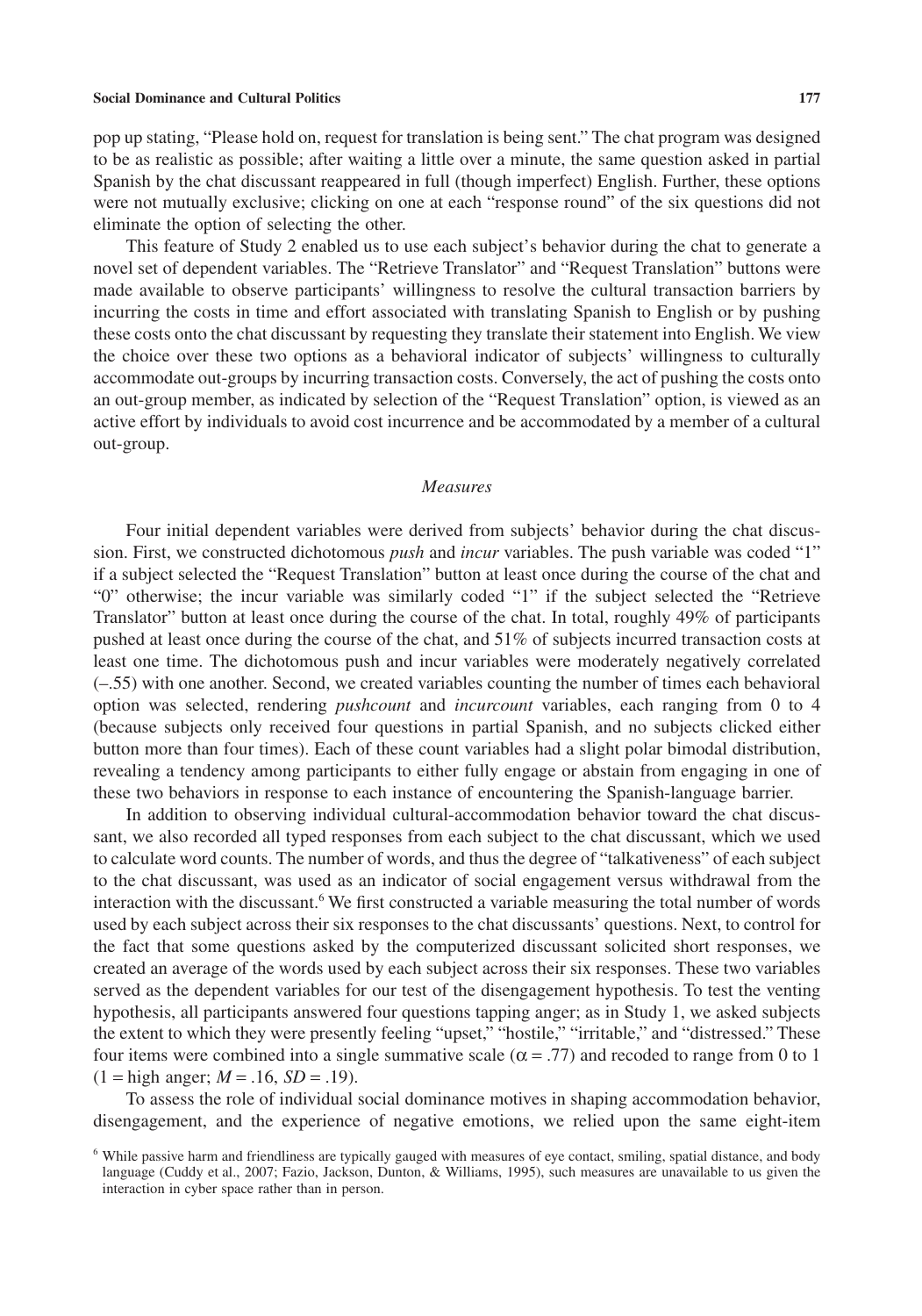pop up stating, "Please hold on, request for translation is being sent." The chat program was designed to be as realistic as possible; after waiting a little over a minute, the same question asked in partial Spanish by the chat discussant reappeared in full (though imperfect) English. Further, these options were not mutually exclusive; clicking on one at each "response round" of the six questions did not eliminate the option of selecting the other.

This feature of Study 2 enabled us to use each subject's behavior during the chat to generate a novel set of dependent variables. The "Retrieve Translator" and "Request Translation" buttons were made available to observe participants' willingness to resolve the cultural transaction barriers by incurring the costs in time and effort associated with translating Spanish to English or by pushing these costs onto the chat discussant by requesting they translate their statement into English. We view the choice over these two options as a behavioral indicator of subjects' willingness to culturally accommodate out-groups by incurring transaction costs. Conversely, the act of pushing the costs onto an out-group member, as indicated by selection of the "Request Translation" option, is viewed as an active effort by individuals to avoid cost incurrence and be accommodated by a member of a cultural out-group.

### *Measures*

Four initial dependent variables were derived from subjects' behavior during the chat discussion. First, we constructed dichotomous *push* and *incur* variables. The push variable was coded "1" if a subject selected the "Request Translation" button at least once during the course of the chat and "0" otherwise; the incur variable was similarly coded "1" if the subject selected the "Retrieve Translator" button at least once during the course of the chat. In total, roughly 49% of participants pushed at least once during the course of the chat, and 51% of subjects incurred transaction costs at least one time. The dichotomous push and incur variables were moderately negatively correlated (–.55) with one another. Second, we created variables counting the number of times each behavioral option was selected, rendering *pushcount* and *incurcount* variables, each ranging from 0 to 4 (because subjects only received four questions in partial Spanish, and no subjects clicked either button more than four times). Each of these count variables had a slight polar bimodal distribution, revealing a tendency among participants to either fully engage or abstain from engaging in one of these two behaviors in response to each instance of encountering the Spanish-language barrier.

In addition to observing individual cultural-accommodation behavior toward the chat discussant, we also recorded all typed responses from each subject to the chat discussant, which we used to calculate word counts. The number of words, and thus the degree of "talkativeness" of each subject to the chat discussant, was used as an indicator of social engagement versus withdrawal from the interaction with the discussant.[6] We first constructed a variable measuring the total number of words used by each subject across their six responses to the chat discussants' questions. Next, to control for the fact that some questions asked by the computerized discussant solicited short responses, we created an average of the words used by each subject across their six responses. These two variables served as the dependent variables for our test of the disengagement hypothesis. To test the venting hypothesis, all participants answered four questions tapping anger; as in Study 1, we asked subjects the extent to which they were presently feeling "upset," "hostile," "irritable," and "distressed." These four items were combined into a single summative scale ($\alpha = .77$) and recoded to range from 0 to 1 (1 = high anger; $M = .16$, $SD = .19$).

To assess the role of individual social dominance motives in shaping accommodation behavior, disengagement, and the experience of negative emotions, we relied upon the same eight-item

[6] While passive harm and friendliness are typically gauged with measures of eye contact, smiling, spatial distance, and body language (Cuddy et al., 2007; Fazio, Jackson, Dunton, & Williams, 1995), such measures are unavailable to us given the interaction in cyber space rather than in person.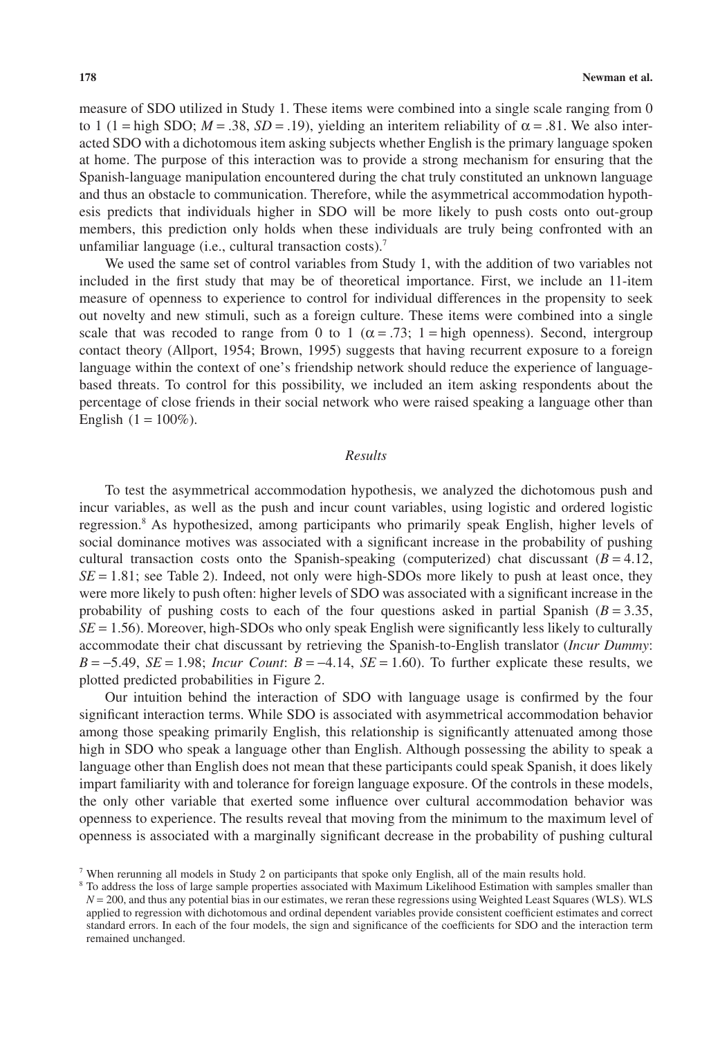measure of SDO utilized in Study 1. These items were combined into a single scale ranging from 0 to 1 (1 = high SDO; $M = .38$, $SD = .19$), yielding an interitem reliability of $\alpha = .81$. We also interacted SDO with a dichotomous item asking subjects whether English is the primary language spoken at home. The purpose of this interaction was to provide a strong mechanism for ensuring that the Spanish-language manipulation encountered during the chat truly constituted an unknown language and thus an obstacle to communication. Therefore, while the asymmetrical accommodation hypothesis predicts that individuals higher in SDO will be more likely to push costs onto out-group members, this prediction only holds when these individuals are truly being confronted with an unfamiliar language (i.e., cultural transaction costs).[7]

We used the same set of control variables from Study 1, with the addition of two variables not included in the first study that may be of theoretical importance. First, we include an 11-item measure of openness to experience to control for individual differences in the propensity to seek out novelty and new stimuli, such as a foreign culture. These items were combined into a single scale that was recoded to range from 0 to 1 ($\alpha = .73$; 1 = high openness). Second, intergroup contact theory (Allport, 1954; Brown, 1995) suggests that having recurrent exposure to a foreign language within the context of one's friendship network should reduce the experience of language-based threats. To control for this possibility, we included an item asking respondents about the percentage of close friends in their social network who were raised speaking a language other than English (1 = 100%).

### *Results*

To test the asymmetrical accommodation hypothesis, we analyzed the dichotomous push and incur variables, as well as the push and incur count variables, using logistic and ordered logistic regression.[8] As hypothesized, among participants who primarily speak English, higher levels of social dominance motives was associated with a significant increase in the probability of pushing cultural transaction costs onto the Spanish-speaking (computerized) chat discussant ($B = 4.12$, $SE = 1.81$; see Table 2). Indeed, not only were high-SDOs more likely to push at least once, they were more likely to push often: higher levels of SDO was associated with a significant increase in the probability of pushing costs to each of the four questions asked in partial Spanish ($B = 3.35$, $SE = 1.56$). Moreover, high-SDOs who only speak English were significantly less likely to culturally accommodate their chat discussant by retrieving the Spanish-to-English translator (*Incur Dummy*: $B = -5.49$, $SE = 1.98$; *Incur Count*: $B = -4.14$, $SE = 1.60$). To further explicate these results, we plotted predicted probabilities in Figure 2.

Our intuition behind the interaction of SDO with language usage is confirmed by the four significant interaction terms. While SDO is associated with asymmetrical accommodation behavior among those speaking primarily English, this relationship is significantly attenuated among those high in SDO who speak a language other than English. Although possessing the ability to speak a language other than English does not mean that these participants could speak Spanish, it does likely impart familiarity with and tolerance for foreign language exposure. Of the controls in these models, the only other variable that exerted some influence over cultural accommodation behavior was openness to experience. The results reveal that moving from the minimum to the maximum level of openness is associated with a marginally significant decrease in the probability of pushing cultural

[7] When rerunning all models in Study 2 on participants that spoke only English, all of the main results hold.

[8] To address the loss of large sample properties associated with Maximum Likelihood Estimation with samples smaller than $N = 200$, and thus any potential bias in our estimates, we reran these regressions using Weighted Least Squares (WLS). WLS applied to regression with dichotomous and ordinal dependent variables provide consistent coefficient estimates and correct standard errors. In each of the four models, the sign and significance of the coefficients for SDO and the interaction term remained unchanged.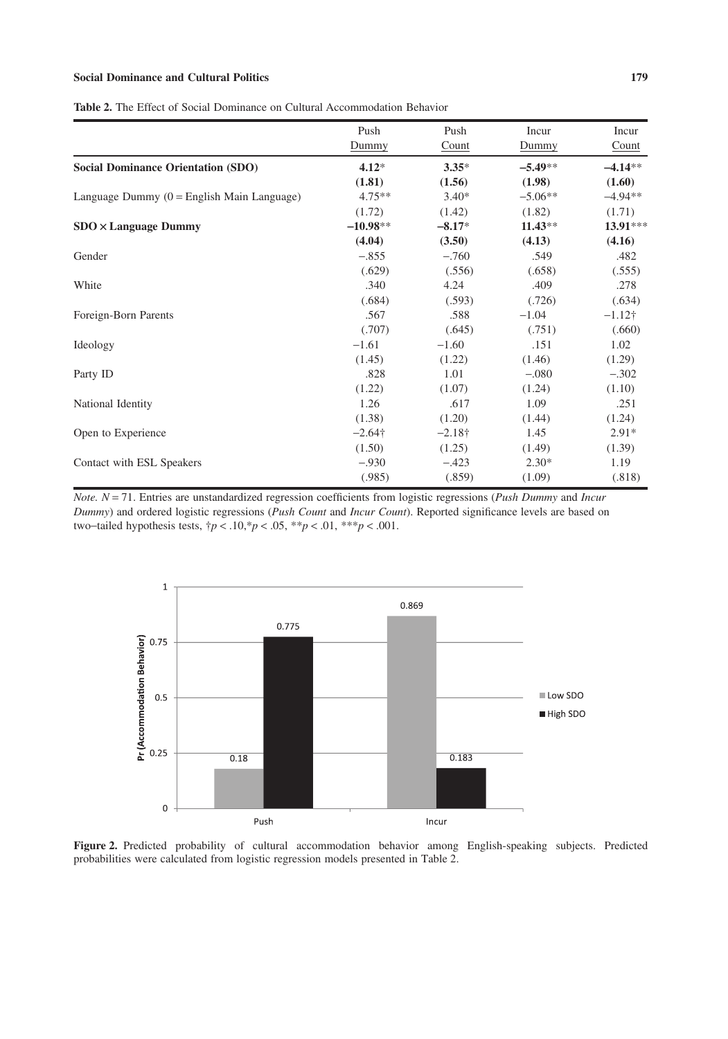**Table 2.** The Effect of Social Dominance on Cultural Accommodation Behavior

| | Push Dummy | Push Count | Incur Dummy | Incur Count |
|---|---|---|---|---|
| **Social Dominance Orientation (SDO)** | **4.12*** | **3.35*** | **−5.49**** | **−4.14**** |
| | **(1.81)** | **(1.56)** | **(1.98)** | **(1.60)** |
| Language Dummy (0 = English Main Language) | 4.75** | 3.40* | −5.06** | −4.94** |
| | (1.72) | (1.42) | (1.82) | (1.71) |
| **SDO × Language Dummy** | **−10.98**** | **−8.17*** | **11.43**** | **13.91***** |
| | **(4.04)** | **(3.50)** | **(4.13)** | **(4.16)** |
| Gender | −.855 | −.760 | .549 | .482 |
| | (.629) | (.556) | (.658) | (.555) |
| White | .340 | 4.24 | .409 | .278 |
| | (.684) | (.593) | (.726) | (.634) |
| Foreign-Born Parents | .567 | .588 | −1.04 | −1.12† |
| | (.707) | (.645) | (.751) | (.660) |
| Ideology | −1.61 | −1.60 | .151 | 1.02 |
| | (1.45) | (1.22) | (1.46) | (1.29) |
| Party ID | .828 | 1.01 | −.080 | −.302 |
| | (1.22) | (1.07) | (1.24) | (1.10) |
| National Identity | 1.26 | .617 | 1.09 | .251 |
| | (1.38) | (1.20) | (1.44) | (1.24) |
| Open to Experience | −2.64† | −2.18† | 1.45 | 2.91* |
| | (1.50) | (1.25) | (1.49) | (1.39) |
| Contact with ESL Speakers | −.930 | −.423 | 2.30* | 1.19 |
| | (.985) | (.859) | (1.09) | (.818) |

*Note.* $N = 71$. Entries are unstandardized regression coefficients from logistic regressions (*Push Dummy* and *Incur Dummy*) and ordered logistic regressions (*Push Count* and *Incur Count*). Reported significance levels are based on two–tailed hypothesis tests, †$p < .10$,*$p < .05$, **$p < .01$, ***$p < .001$.

**Figure 2.** Predicted probability of cultural accommodation behavior among English-speaking subjects. Predicted probabilities were calculated from logistic regression models presented in Table 2.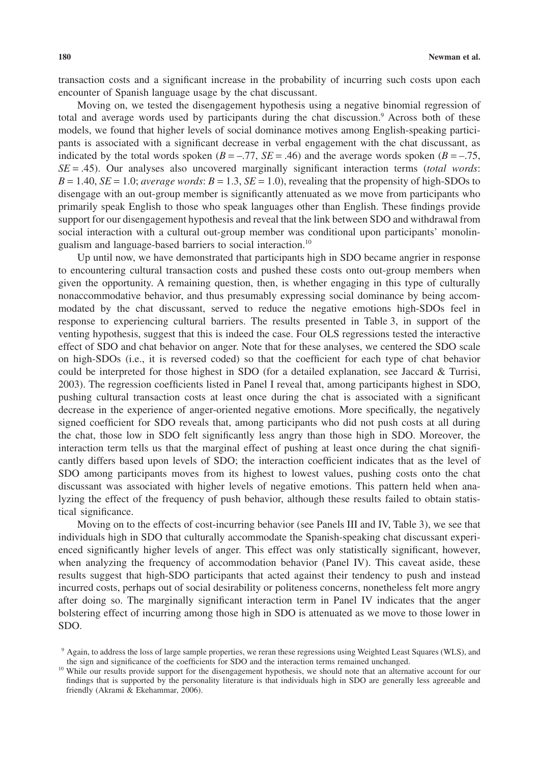transaction costs and a significant increase in the probability of incurring such costs upon each encounter of Spanish language usage by the chat discussant.

Moving on, we tested the disengagement hypothesis using a negative binomial regression of total and average words used by participants during the chat discussion.[9] Across both of these models, we found that higher levels of social dominance motives among English-speaking participants is associated with a significant decrease in verbal engagement with the chat discussant, as indicated by the total words spoken ($B = -.77$, $SE = .46$) and the average words spoken ($B = -.75$, $SE = .45$). Our analyses also uncovered marginally significant interaction terms (*total words*: $B = 1.40$, $SE = 1.0$; *average words*: $B = 1.3$, $SE = 1.0$), revealing that the propensity of high-SDOs to disengage with an out-group member is significantly attenuated as we move from participants who primarily speak English to those who speak languages other than English. These findings provide support for our disengagement hypothesis and reveal that the link between SDO and withdrawal from social interaction with a cultural out-group member was conditional upon participants' monolingualism and language-based barriers to social interaction.[10]

Up until now, we have demonstrated that participants high in SDO became angrier in response to encountering cultural transaction costs and pushed these costs onto out-group members when given the opportunity. A remaining question, then, is whether engaging in this type of culturally nonaccommodative behavior, and thus presumably expressing social dominance by being accommodated by the chat discussant, served to reduce the negative emotions high-SDOs feel in response to experiencing cultural barriers. The results presented in Table 3, in support of the venting hypothesis, suggest that this is indeed the case. Four OLS regressions tested the interactive effect of SDO and chat behavior on anger. Note that for these analyses, we centered the SDO scale on high-SDOs (i.e., it is reversed coded) so that the coefficient for each type of chat behavior could be interpreted for those highest in SDO (for a detailed explanation, see Jaccard & Turrisi, 2003). The regression coefficients listed in Panel I reveal that, among participants highest in SDO, pushing cultural transaction costs at least once during the chat is associated with a significant decrease in the experience of anger-oriented negative emotions. More specifically, the negatively signed coefficient for SDO reveals that, among participants who did not push costs at all during the chat, those low in SDO felt significantly less angry than those high in SDO. Moreover, the interaction term tells us that the marginal effect of pushing at least once during the chat significantly differs based upon levels of SDO; the interaction coefficient indicates that as the level of SDO among participants moves from its highest to lowest values, pushing costs onto the chat discussant was associated with higher levels of negative emotions. This pattern held when analyzing the effect of the frequency of push behavior, although these results failed to obtain statistical significance.

Moving on to the effects of cost-incurring behavior (see Panels III and IV, Table 3), we see that individuals high in SDO that culturally accommodate the Spanish-speaking chat discussant experienced significantly higher levels of anger. This effect was only statistically significant, however, when analyzing the frequency of accommodation behavior (Panel IV). This caveat aside, these results suggest that high-SDO participants that acted against their tendency to push and instead incurred costs, perhaps out of social desirability or politeness concerns, nonetheless felt more angry after doing so. The marginally significant interaction term in Panel IV indicates that the anger bolstering effect of incurring among those high in SDO is attenuated as we move to those lower in SDO.

[9] Again, to address the loss of large sample properties, we reran these regressions using Weighted Least Squares (WLS), and the sign and significance of the coefficients for SDO and the interaction terms remained unchanged.

[10] While our results provide support for the disengagement hypothesis, we should note that an alternative account for our findings that is supported by the personality literature is that individuals high in SDO are generally less agreeable and friendly (Akrami & Ekehammar, 2006).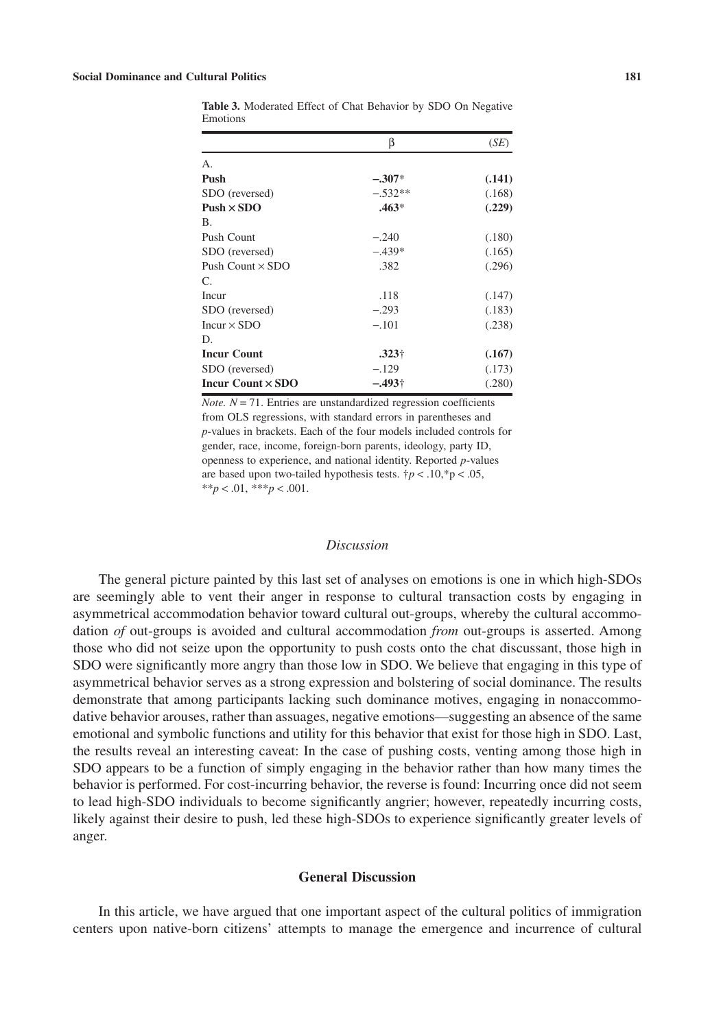**Table 3.** Moderated Effect of Chat Behavior by SDO On Negative Emotions

| | β | (*SE*) |
|---|---|---|
| A. | | |
| **Push** | **−.307*** | **(.141)** |
| SDO (reversed) | −.532** | (.168) |
| **Push × SDO** | **.463*** | **(.229)** |
| B. | | |
| Push Count | −.240 | (.180) |
| SDO (reversed) | −.439* | (.165) |
| Push Count × SDO | .382 | (.296) |
| C. | | |
| Incur | .118 | (.147) |
| SDO (reversed) | −.293 | (.183) |
| Incur × SDO | −.101 | (.238) |
| D. | | |
| **Incur Count** | **.323†** | **(.167)** |
| SDO (reversed) | −.129 | (.173) |
| **Incur Count × SDO** | **−.493†** | (.280) |

*Note.* $N = 71$. Entries are unstandardized regression coefficients from OLS regressions, with standard errors in parentheses and *p*-values in brackets. Each of the four models included controls for gender, race, income, foreign-born parents, ideology, party ID, openness to experience, and national identity. Reported *p*-values are based upon two-tailed hypothesis tests. †$p < .10$,*$p < .05$, **$p < .01$, ***$p < .001$.

### *Discussion*

The general picture painted by this last set of analyses on emotions is one in which high-SDOs are seemingly able to vent their anger in response to cultural transaction costs by engaging in asymmetrical accommodation behavior toward cultural out-groups, whereby the cultural accommodation *of* out-groups is avoided and cultural accommodation *from* out-groups is asserted. Among those who did not seize upon the opportunity to push costs onto the chat discussant, those high in SDO were significantly more angry than those low in SDO. We believe that engaging in this type of asymmetrical behavior serves as a strong expression and bolstering of social dominance. The results demonstrate that among participants lacking such dominance motives, engaging in nonaccommodative behavior arouses, rather than assuages, negative emotions—suggesting an absence of the same emotional and symbolic functions and utility for this behavior that exist for those high in SDO. Last, the results reveal an interesting caveat: In the case of pushing costs, venting among those high in SDO appears to be a function of simply engaging in the behavior rather than how many times the behavior is performed. For cost-incurring behavior, the reverse is found: Incurring once did not seem to lead high-SDO individuals to become significantly angrier; however, repeatedly incurring costs, likely against their desire to push, led these high-SDOs to experience significantly greater levels of anger.

## General Discussion

In this article, we have argued that one important aspect of the cultural politics of immigration centers upon native-born citizens' attempts to manage the emergence and incurrence of cultural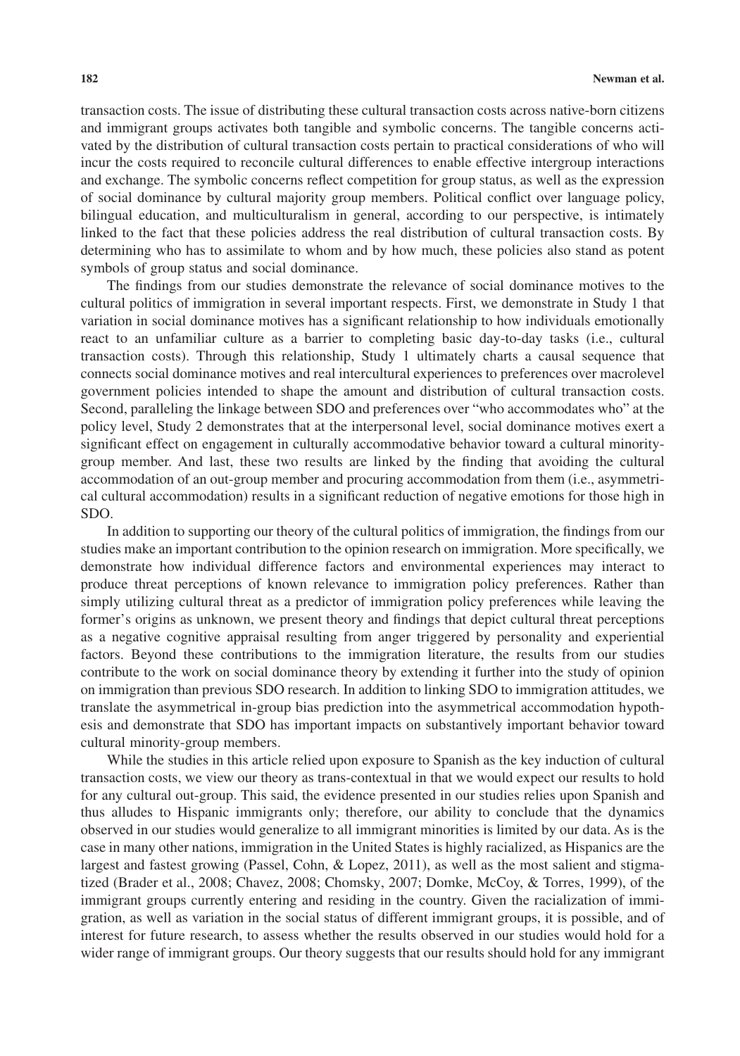transaction costs. The issue of distributing these cultural transaction costs across native-born citizens and immigrant groups activates both tangible and symbolic concerns. The tangible concerns activated by the distribution of cultural transaction costs pertain to practical considerations of who will incur the costs required to reconcile cultural differences to enable effective intergroup interactions and exchange. The symbolic concerns reflect competition for group status, as well as the expression of social dominance by cultural majority group members. Political conflict over language policy, bilingual education, and multiculturalism in general, according to our perspective, is intimately linked to the fact that these policies address the real distribution of cultural transaction costs. By determining who has to assimilate to whom and by how much, these policies also stand as potent symbols of group status and social dominance.

The findings from our studies demonstrate the relevance of social dominance motives to the cultural politics of immigration in several important respects. First, we demonstrate in Study 1 that variation in social dominance motives has a significant relationship to how individuals emotionally react to an unfamiliar culture as a barrier to completing basic day-to-day tasks (i.e., cultural transaction costs). Through this relationship, Study 1 ultimately charts a causal sequence that connects social dominance motives and real intercultural experiences to preferences over macrolevel government policies intended to shape the amount and distribution of cultural transaction costs. Second, paralleling the linkage between SDO and preferences over "who accommodates who" at the policy level, Study 2 demonstrates that at the interpersonal level, social dominance motives exert a significant effect on engagement in culturally accommodative behavior toward a cultural minority-group member. And last, these two results are linked by the finding that avoiding the cultural accommodation of an out-group member and procuring accommodation from them (i.e., asymmetrical cultural accommodation) results in a significant reduction of negative emotions for those high in SDO.

In addition to supporting our theory of the cultural politics of immigration, the findings from our studies make an important contribution to the opinion research on immigration. More specifically, we demonstrate how individual difference factors and environmental experiences may interact to produce threat perceptions of known relevance to immigration policy preferences. Rather than simply utilizing cultural threat as a predictor of immigration policy preferences while leaving the former's origins as unknown, we present theory and findings that depict cultural threat perceptions as a negative cognitive appraisal resulting from anger triggered by personality and experiential factors. Beyond these contributions to the immigration literature, the results from our studies contribute to the work on social dominance theory by extending it further into the study of opinion on immigration than previous SDO research. In addition to linking SDO to immigration attitudes, we translate the asymmetrical in-group bias prediction into the asymmetrical accommodation hypothesis and demonstrate that SDO has important impacts on substantively important behavior toward cultural minority-group members.

While the studies in this article relied upon exposure to Spanish as the key induction of cultural transaction costs, we view our theory as trans-contextual in that we would expect our results to hold for any cultural out-group. This said, the evidence presented in our studies relies upon Spanish and thus alludes to Hispanic immigrants only; therefore, our ability to conclude that the dynamics observed in our studies would generalize to all immigrant minorities is limited by our data. As is the case in many other nations, immigration in the United States is highly racialized, as Hispanics are the largest and fastest growing (Passel, Cohn, & Lopez, 2011), as well as the most salient and stigmatized (Brader et al., 2008; Chavez, 2008; Chomsky, 2007; Domke, McCoy, & Torres, 1999), of the immigrant groups currently entering and residing in the country. Given the racialization of immigration, as well as variation in the social status of different immigrant groups, it is possible, and of interest for future research, to assess whether the results observed in our studies would hold for a wider range of immigrant groups. Our theory suggests that our results should hold for any immigrant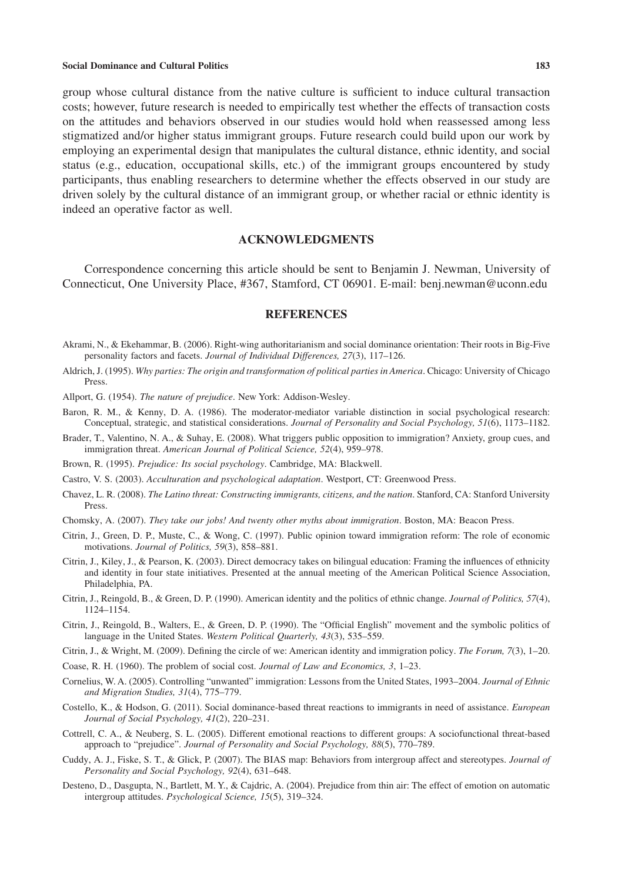group whose cultural distance from the native culture is sufficient to induce cultural transaction costs; however, future research is needed to empirically test whether the effects of transaction costs on the attitudes and behaviors observed in our studies would hold when reassessed among less stigmatized and/or higher status immigrant groups. Future research could build upon our work by employing an experimental design that manipulates the cultural distance, ethnic identity, and social status (e.g., education, occupational skills, etc.) of the immigrant groups encountered by study participants, thus enabling researchers to determine whether the effects observed in our study are driven solely by the cultural distance of an immigrant group, or whether racial or ethnic identity is indeed an operative factor as well.

## ACKNOWLEDGMENTS

Correspondence concerning this article should be sent to Benjamin J. Newman, University of Connecticut, One University Place, #367, Stamford, CT 06901. E-mail: benj.newman@uconn.edu

## REFERENCES

Akrami, N., & Ekehammar, B. (2006). Right-wing authoritarianism and social dominance orientation: Their roots in Big-Five personality factors and facets. *Journal of Individual Differences, 27*(3), 117–126.

Aldrich, J. (1995). *Why parties: The origin and transformation of political parties in America*. Chicago: University of Chicago Press.

Allport, G. (1954). *The nature of prejudice*. New York: Addison-Wesley.

Baron, R. M., & Kenny, D. A. (1986). The moderator-mediator variable distinction in social psychological research: Conceptual, strategic, and statistical considerations. *Journal of Personality and Social Psychology, 51*(6), 1173–1182.

Brader, T., Valentino, N. A., & Suhay, E. (2008). What triggers public opposition to immigration? Anxiety, group cues, and immigration threat. *American Journal of Political Science, 52*(4), 959–978.

Brown, R. (1995). *Prejudice: Its social psychology*. Cambridge, MA: Blackwell.

Castro, V. S. (2003). *Acculturation and psychological adaptation*. Westport, CT: Greenwood Press.

Chavez, L. R. (2008). *The Latino threat: Constructing immigrants, citizens, and the nation*. Stanford, CA: Stanford University Press.

Chomsky, A. (2007). *They take our jobs! And twenty other myths about immigration*. Boston, MA: Beacon Press.

Citrin, J., Green, D. P., Muste, C., & Wong, C. (1997). Public opinion toward immigration reform: The role of economic motivations. *Journal of Politics, 59*(3), 858–881.

Citrin, J., Kiley, J., & Pearson, K. (2003). Direct democracy takes on bilingual education: Framing the influences of ethnicity and identity in four state initiatives. Presented at the annual meeting of the American Political Science Association, Philadelphia, PA.

Citrin, J., Reingold, B., & Green, D. P. (1990). American identity and the politics of ethnic change. *Journal of Politics, 57*(4), 1124–1154.

Citrin, J., Reingold, B., Walters, E., & Green, D. P. (1990). The "Official English" movement and the symbolic politics of language in the United States. *Western Political Quarterly, 43*(3), 535–559.

Citrin, J., & Wright, M. (2009). Defining the circle of we: American identity and immigration policy. *The Forum, 7*(3), 1–20.

Coase, R. H. (1960). The problem of social cost. *Journal of Law and Economics, 3*, 1–23.

Cornelius, W. A. (2005). Controlling "unwanted" immigration: Lessons from the United States, 1993–2004. *Journal of Ethnic and Migration Studies, 31*(4), 775–779.

Costello, K., & Hodson, G. (2011). Social dominance-based threat reactions to immigrants in need of assistance. *European Journal of Social Psychology, 41*(2), 220–231.

Cottrell, C. A., & Neuberg, S. L. (2005). Different emotional reactions to different groups: A sociofunctional threat-based approach to "prejudice". *Journal of Personality and Social Psychology, 88*(5), 770–789.

Cuddy, A. J., Fiske, S. T., & Glick, P. (2007). The BIAS map: Behaviors from intergroup affect and stereotypes. *Journal of Personality and Social Psychology, 92*(4), 631–648.

Desteno, D., Dasgupta, N., Bartlett, M. Y., & Cajdric, A. (2004). Prejudice from thin air: The effect of emotion on automatic intergroup attitudes. *Psychological Science, 15*(5), 319–324.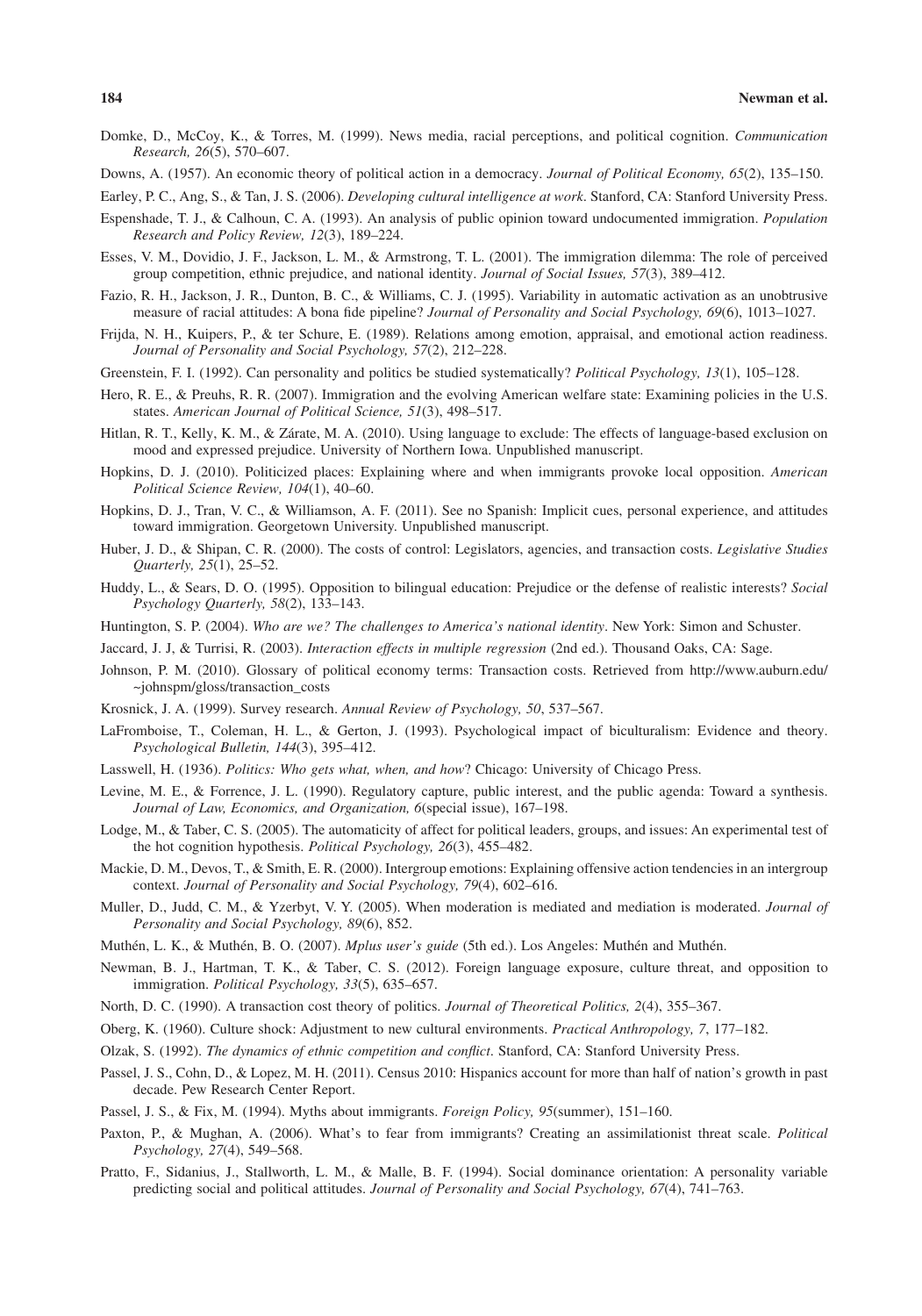Domke, D., McCoy, K., & Torres, M. (1999). News media, racial perceptions, and political cognition. *Communication Research, 26*(5), 570–607.

Downs, A. (1957). An economic theory of political action in a democracy. *Journal of Political Economy, 65*(2), 135–150.

Earley, P. C., Ang, S., & Tan, J. S. (2006). *Developing cultural intelligence at work*. Stanford, CA: Stanford University Press.

Espenshade, T. J., & Calhoun, C. A. (1993). An analysis of public opinion toward undocumented immigration. *Population Research and Policy Review, 12*(3), 189–224.

Esses, V. M., Dovidio, J. F., Jackson, L. M., & Armstrong, T. L. (2001). The immigration dilemma: The role of perceived group competition, ethnic prejudice, and national identity. *Journal of Social Issues, 57*(3), 389–412.

Fazio, R. H., Jackson, J. R., Dunton, B. C., & Williams, C. J. (1995). Variability in automatic activation as an unobtrusive measure of racial attitudes: A bona fide pipeline? *Journal of Personality and Social Psychology, 69*(6), 1013–1027.

Frijda, N. H., Kuipers, P., & ter Schure, E. (1989). Relations among emotion, appraisal, and emotional action readiness. *Journal of Personality and Social Psychology, 57*(2), 212–228.

Greenstein, F. I. (1992). Can personality and politics be studied systematically? *Political Psychology, 13*(1), 105–128.

Hero, R. E., & Preuhs, R. R. (2007). Immigration and the evolving American welfare state: Examining policies in the U.S. states. *American Journal of Political Science, 51*(3), 498–517.

Hitlan, R. T., Kelly, K. M., & Zárate, M. A. (2010). Using language to exclude: The effects of language-based exclusion on mood and expressed prejudice. University of Northern Iowa. Unpublished manuscript.

Hopkins, D. J. (2010). Politicized places: Explaining where and when immigrants provoke local opposition. *American Political Science Review, 104*(1), 40–60.

Hopkins, D. J., Tran, V. C., & Williamson, A. F. (2011). See no Spanish: Implicit cues, personal experience, and attitudes toward immigration. Georgetown University. Unpublished manuscript.

Huber, J. D., & Shipan, C. R. (2000). The costs of control: Legislators, agencies, and transaction costs. *Legislative Studies Quarterly, 25*(1), 25–52.

Huddy, L., & Sears, D. O. (1995). Opposition to bilingual education: Prejudice or the defense of realistic interests? *Social Psychology Quarterly, 58*(2), 133–143.

Huntington, S. P. (2004). *Who are we? The challenges to America's national identity*. New York: Simon and Schuster.

Jaccard, J. J, & Turrisi, R. (2003). *Interaction effects in multiple regression* (2nd ed.). Thousand Oaks, CA: Sage.

Johnson, P. M. (2010). Glossary of political economy terms: Transaction costs. Retrieved from http://www.auburn.edu/~johnspm/gloss/transaction_costs

Krosnick, J. A. (1999). Survey research. *Annual Review of Psychology, 50*, 537–567.

LaFromboise, T., Coleman, H. L., & Gerton, J. (1993). Psychological impact of biculturalism: Evidence and theory. *Psychological Bulletin, 144*(3), 395–412.

Lasswell, H. (1936). *Politics: Who gets what, when, and how*? Chicago: University of Chicago Press.

Levine, M. E., & Forrence, J. L. (1990). Regulatory capture, public interest, and the public agenda: Toward a synthesis. *Journal of Law, Economics, and Organization, 6*(special issue), 167–198.

Lodge, M., & Taber, C. S. (2005). The automaticity of affect for political leaders, groups, and issues: An experimental test of the hot cognition hypothesis. *Political Psychology, 26*(3), 455–482.

Mackie, D. M., Devos, T., & Smith, E. R. (2000). Intergroup emotions: Explaining offensive action tendencies in an intergroup context. *Journal of Personality and Social Psychology, 79*(4), 602–616.

Muller, D., Judd, C. M., & Yzerbyt, V. Y. (2005). When moderation is mediated and mediation is moderated. *Journal of Personality and Social Psychology, 89*(6), 852.

Muthén, L. K., & Muthén, B. O. (2007). *Mplus user's guide* (5th ed.). Los Angeles: Muthén and Muthén.

Newman, B. J., Hartman, T. K., & Taber, C. S. (2012). Foreign language exposure, culture threat, and opposition to immigration. *Political Psychology, 33*(5), 635–657.

North, D. C. (1990). A transaction cost theory of politics. *Journal of Theoretical Politics, 2*(4), 355–367.

Oberg, K. (1960). Culture shock: Adjustment to new cultural environments. *Practical Anthropology, 7*, 177–182.

Olzak, S. (1992). *The dynamics of ethnic competition and conflict*. Stanford, CA: Stanford University Press.

Passel, J. S., Cohn, D., & Lopez, M. H. (2011). Census 2010: Hispanics account for more than half of nation's growth in past decade. Pew Research Center Report.

Passel, J. S., & Fix, M. (1994). Myths about immigrants. *Foreign Policy, 95*(summer), 151–160.

Paxton, P., & Mughan, A. (2006). What's to fear from immigrants? Creating an assimilationist threat scale. *Political Psychology, 27*(4), 549–568.

Pratto, F., Sidanius, J., Stallworth, L. M., & Malle, B. F. (1994). Social dominance orientation: A personality variable predicting social and political attitudes. *Journal of Personality and Social Psychology, 67*(4), 741–763.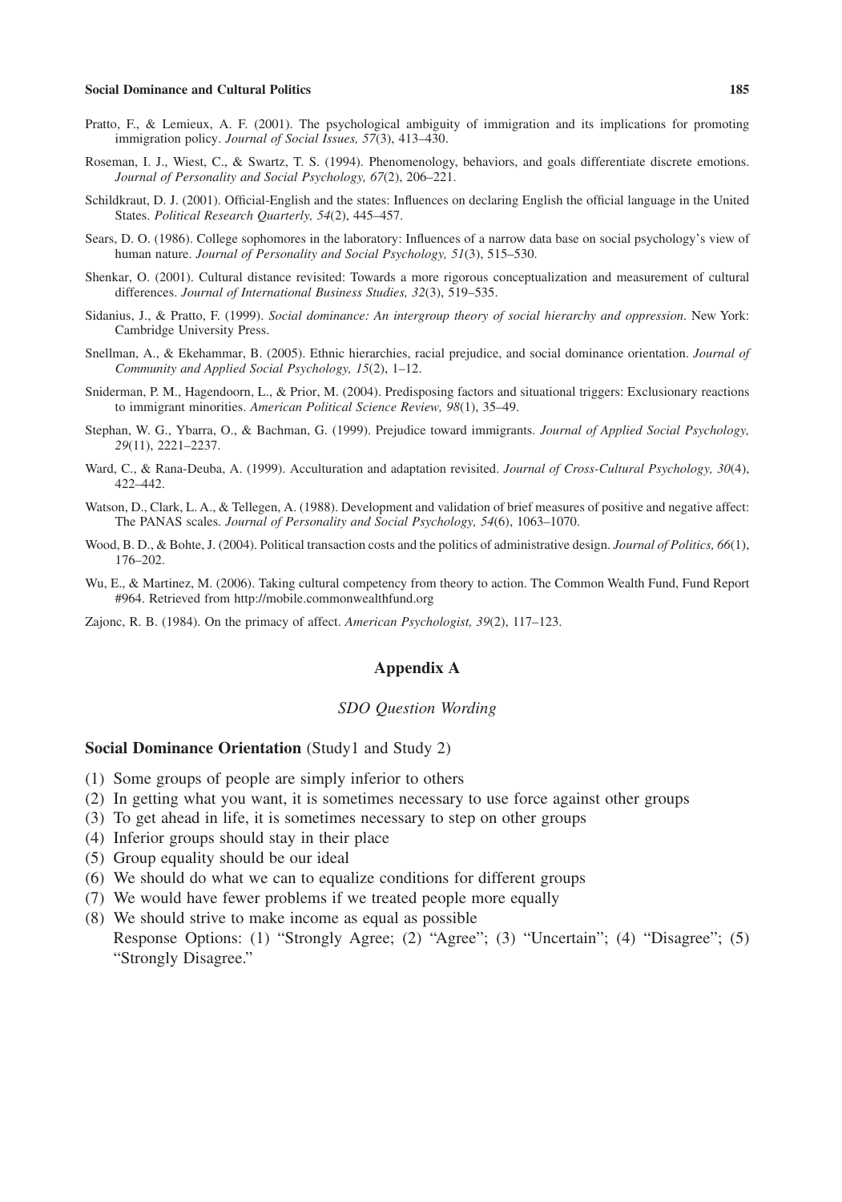Pratto, F., & Lemieux, A. F. (2001). The psychological ambiguity of immigration and its implications for promoting immigration policy. *Journal of Social Issues, 57*(3), 413–430.

Roseman, I. J., Wiest, C., & Swartz, T. S. (1994). Phenomenology, behaviors, and goals differentiate discrete emotions. *Journal of Personality and Social Psychology, 67*(2), 206–221.

Schildkraut, D. J. (2001). Official-English and the states: Influences on declaring English the official language in the United States. *Political Research Quarterly, 54*(2), 445–457.

Sears, D. O. (1986). College sophomores in the laboratory: Influences of a narrow data base on social psychology's view of human nature. *Journal of Personality and Social Psychology, 51*(3), 515–530.

Shenkar, O. (2001). Cultural distance revisited: Towards a more rigorous conceptualization and measurement of cultural differences. *Journal of International Business Studies, 32*(3), 519–535.

Sidanius, J., & Pratto, F. (1999). *Social dominance: An intergroup theory of social hierarchy and oppression*. New York: Cambridge University Press.

Snellman, A., & Ekehammar, B. (2005). Ethnic hierarchies, racial prejudice, and social dominance orientation. *Journal of Community and Applied Social Psychology, 15*(2), 1–12.

Sniderman, P. M., Hagendoorn, L., & Prior, M. (2004). Predisposing factors and situational triggers: Exclusionary reactions to immigrant minorities. *American Political Science Review, 98*(1), 35–49.

Stephan, W. G., Ybarra, O., & Bachman, G. (1999). Prejudice toward immigrants. *Journal of Applied Social Psychology, 29*(11), 2221–2237.

Ward, C., & Rana-Deuba, A. (1999). Acculturation and adaptation revisited. *Journal of Cross-Cultural Psychology, 30*(4), 422–442.

Watson, D., Clark, L. A., & Tellegen, A. (1988). Development and validation of brief measures of positive and negative affect: The PANAS scales. *Journal of Personality and Social Psychology, 54*(6), 1063–1070.

Wood, B. D., & Bohte, J. (2004). Political transaction costs and the politics of administrative design. *Journal of Politics, 66*(1), 176–202.

Wu, E., & Martinez, M. (2006). Taking cultural competency from theory to action. The Common Wealth Fund, Fund Report #964. Retrieved from http://mobile.commonwealthfund.org

Zajonc, R. B. (1984). On the primacy of affect. *American Psychologist, 39*(2), 117–123.

## Appendix A

*SDO Question Wording*

**Social Dominance Orientation** (Study1 and Study 2)

(1) Some groups of people are simply inferior to others
(2) In getting what you want, it is sometimes necessary to use force against other groups
(3) To get ahead in life, it is sometimes necessary to step on other groups
(4) Inferior groups should stay in their place
(5) Group equality should be our ideal
(6) We should do what we can to equalize conditions for different groups
(7) We would have fewer problems if we treated people more equally
(8) We should strive to make income as equal as possible
Response Options: (1) "Strongly Agree; (2) "Agree"; (3) "Uncertain"; (4) "Disagree"; (5) "Strongly Disagree."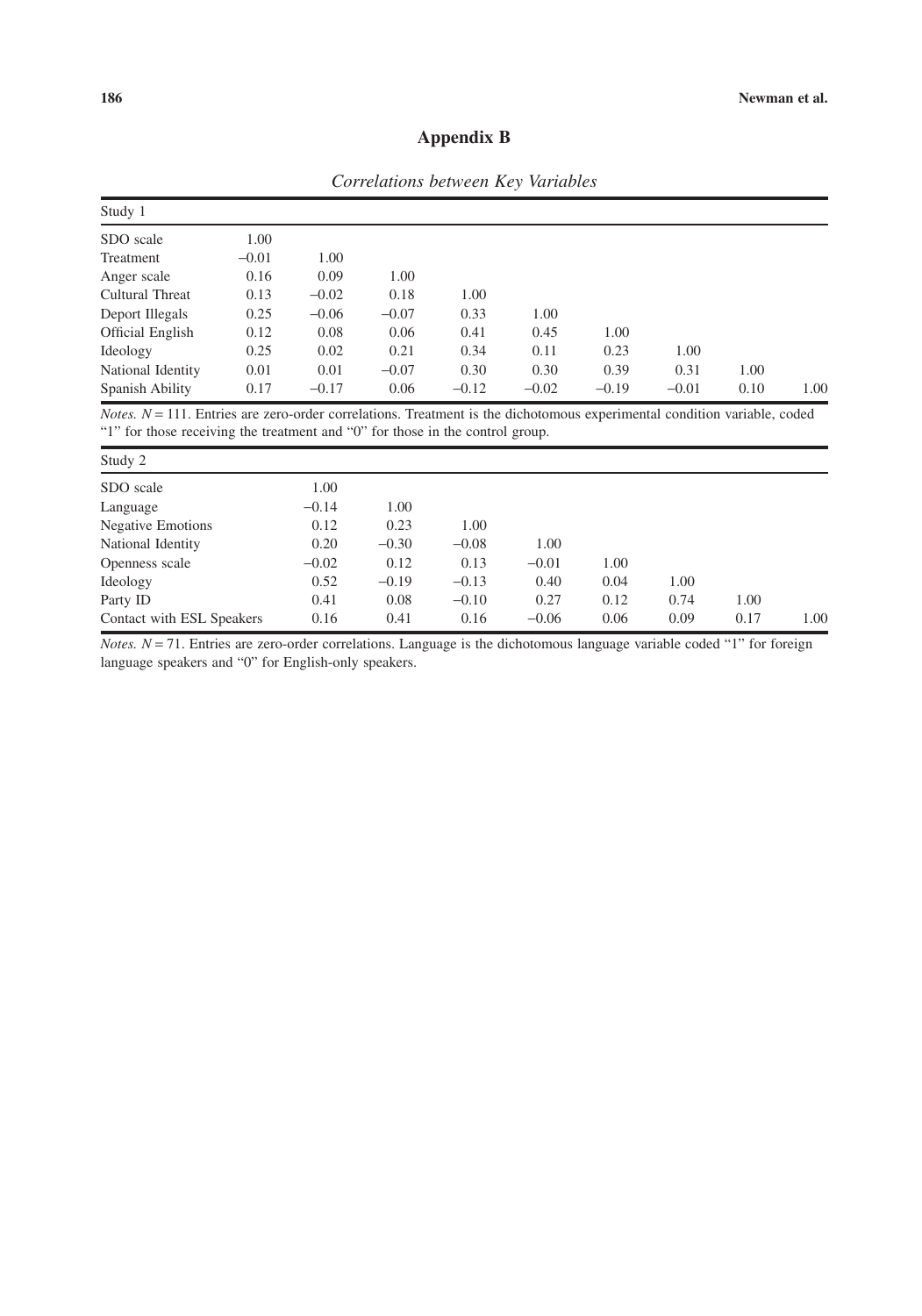## Appendix B

*Correlations between Key Variables*

| Study 1 | | | | | | | | | |
|---|---|---|---|---|---|---|---|---|---|
| SDO scale | 1.00 | | | | | | | | |
| Treatment | −0.01 | 1.00 | | | | | | | |
| Anger scale | 0.16 | 0.09 | 1.00 | | | | | | |
| Cultural Threat | 0.13 | −0.02 | 0.18 | 1.00 | | | | | |
| Deport Illegals | 0.25 | −0.06 | −0.07 | 0.33 | 1.00 | | | | |
| Official English | 0.12 | 0.08 | 0.06 | 0.41 | 0.45 | 1.00 | | | |
| Ideology | 0.25 | 0.02 | 0.21 | 0.34 | 0.11 | 0.23 | 1.00 | | |
| National Identity | 0.01 | 0.01 | −0.07 | 0.30 | 0.30 | 0.39 | 0.31 | 1.00 | |
| Spanish Ability | 0.17 | −0.17 | 0.06 | −0.12 | −0.02 | −0.19 | −0.01 | 0.10 | 1.00 |

*Notes.* $N = 111$. Entries are zero-order correlations. Treatment is the dichotomous experimental condition variable, coded "1" for those receiving the treatment and "0" for those in the control group.

| Study 2 | | | | | | | | |
|---|---|---|---|---|---|---|---|---|
| SDO scale | 1.00 | | | | | | | |
| Language | −0.14 | 1.00 | | | | | | |
| Negative Emotions | 0.12 | 0.23 | 1.00 | | | | | |
| National Identity | 0.20 | −0.30 | −0.08 | 1.00 | | | | |
| Openness scale | −0.02 | 0.12 | 0.13 | −0.01 | 1.00 | | | |
| Ideology | 0.52 | −0.19 | −0.13 | 0.40 | 0.04 | 1.00 | | |
| Party ID | 0.41 | 0.08 | −0.10 | 0.27 | 0.12 | 0.74 | 1.00 | |
| Contact with ESL Speakers | 0.16 | 0.41 | 0.16 | −0.06 | 0.06 | 0.09 | 0.17 | 1.00 |

*Notes.* $N = 71$. Entries are zero-order correlations. Language is the dichotomous language variable coded "1" for foreign language speakers and "0" for English-only speakers.